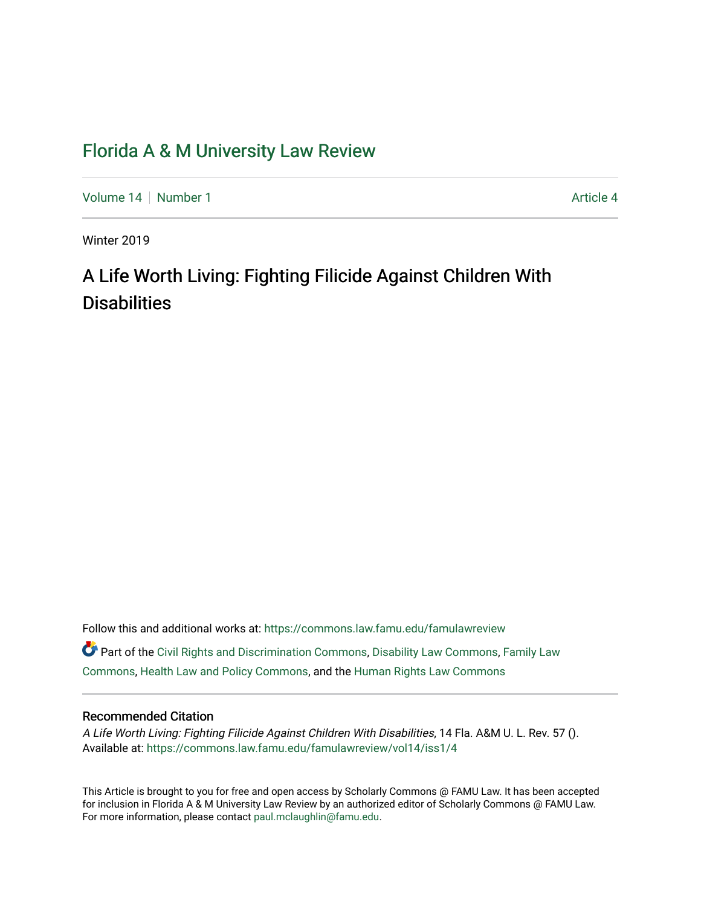# Florida A & M University Law Review

Volume 14 | Number 1 — Article 4

Winter 2019

## A Life Worth Living: Fighting Filicide Against Children With Disabilities

Follow this and additional works at: https://commons.law.famu.edu/famulawreview

Part of the Civil Rights and Discrimination Commons, Disability Law Commons, Family Law Commons, Health Law and Policy Commons, and the Human Rights Law Commons

### Recommended Citation

*A Life Worth Living: Fighting Filicide Against Children With Disabilities*, 14 Fla. A&M U. L. Rev. 57 ().
Available at: https://commons.law.famu.edu/famulawreview/vol14/iss1/4

This Article is brought to you for free and open access by Scholarly Commons @ FAMU Law. It has been accepted for inclusion in Florida A & M University Law Review by an authorized editor of Scholarly Commons @ FAMU Law. For more information, please contact paul.mclaughlin@famu.edu.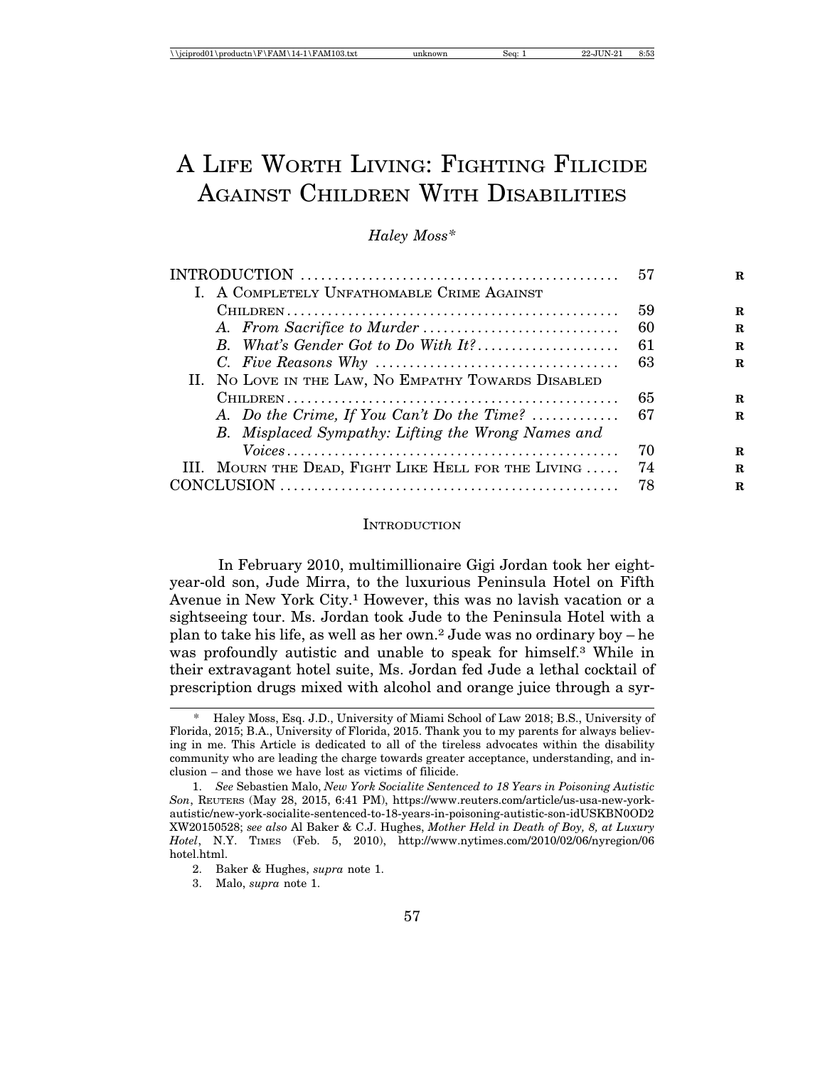# A Life Worth Living: Fighting Filicide Against Children With Disabilities

*Haley Moss**

| | |
|---|---|
| INTRODUCTION | 57 |
| I. A Completely Unfathomable Crime Against Children | 59 |
| A. *From Sacrifice to Murder* | 60 |
| B. *What's Gender Got to Do With It?* | 61 |
| C. *Five Reasons Why* | 63 |
| II. No Love in the Law, No Empathy Towards Disabled Children | 65 |
| A. *Do the Crime, If You Can't Do the Time?* | 67 |
| B. *Misplaced Sympathy: Lifting the Wrong Names and Voices* | 70 |
| III. Mourn the Dead, Fight Like Hell for the Living | 74 |
| CONCLUSION | 78 |

## Introduction

In February 2010, multimillionaire Gigi Jordan took her eight-year-old son, Jude Mirra, to the luxurious Peninsula Hotel on Fifth Avenue in New York City.[1] However, this was no lavish vacation or a sightseeing tour. Ms. Jordan took Jude to the Peninsula Hotel with a plan to take his life, as well as her own.[2] Jude was no ordinary boy – he was profoundly autistic and unable to speak for himself.[3] While in their extravagant hotel suite, Ms. Jordan fed Jude a lethal cocktail of prescription drugs mixed with alcohol and orange juice through a syr-

---

\* Haley Moss, Esq. J.D., University of Miami School of Law 2018; B.S., University of Florida, 2015; B.A., University of Florida, 2015. Thank you to my parents for always believing in me. This Article is dedicated to all of the tireless advocates within the disability community who are leading the charge towards greater acceptance, understanding, and inclusion – and those we have lost as victims of filicide.

1. *See* Sebastien Malo, *New York Socialite Sentenced to 18 Years in Poisoning Autistic Son*, Reuters (May 28, 2015, 6:41 PM), https://www.reuters.com/article/us-usa-new-york-autistic/new-york-socialite-sentenced-to-18-years-in-poisoning-autistic-son-idUSKBN0OD2XW20150528; *see also* Al Baker & C.J. Hughes, *Mother Held in Death of Boy, 8, at Luxury Hotel*, N.Y. Times (Feb. 5, 2010), http://www.nytimes.com/2010/02/06/nyregion/06hotel.html.

2. Baker & Hughes, *supra* note 1.

3. Malo, *supra* note 1.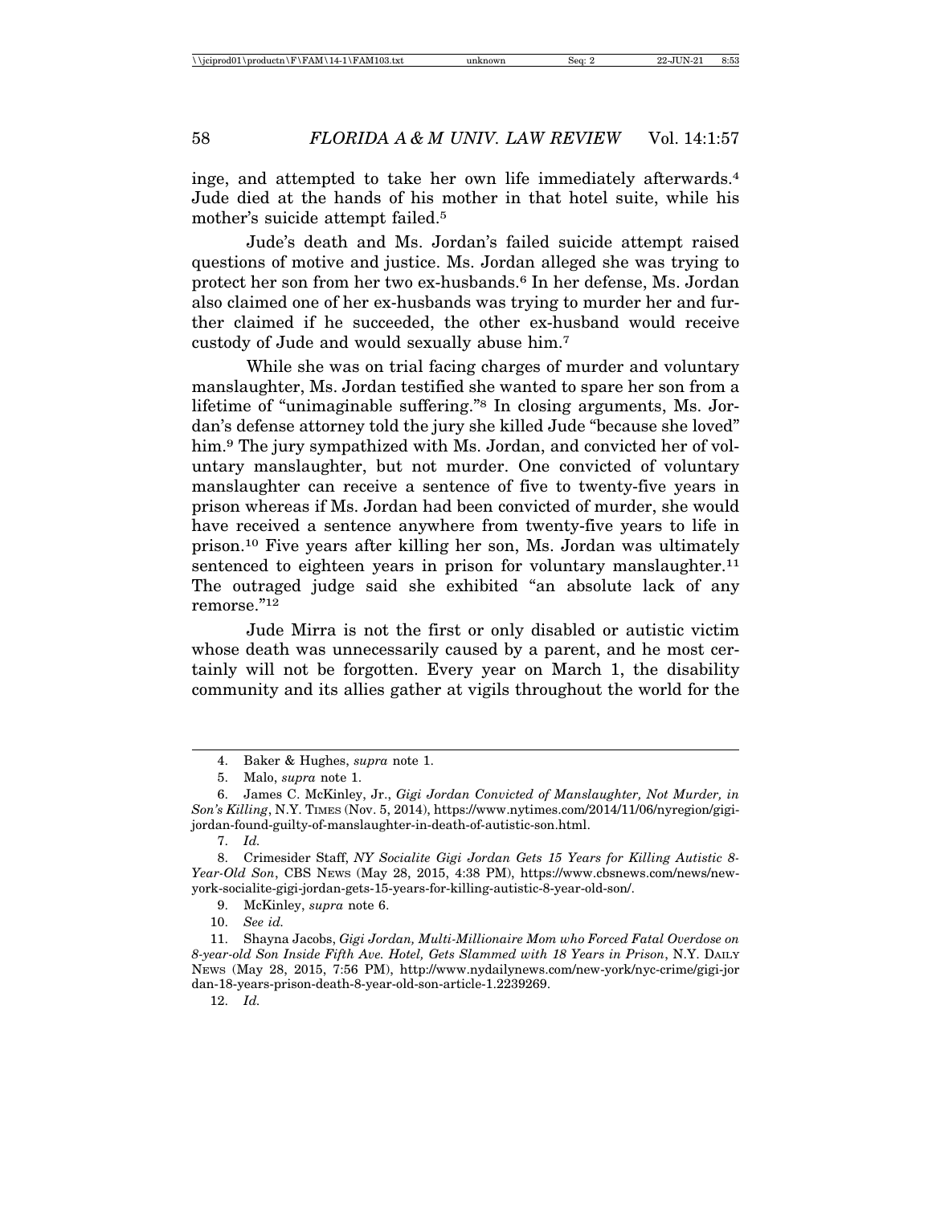inge, and attempted to take her own life immediately afterwards.[4] Jude died at the hands of his mother in that hotel suite, while his mother's suicide attempt failed.[5]

Jude's death and Ms. Jordan's failed suicide attempt raised questions of motive and justice. Ms. Jordan alleged she was trying to protect her son from her two ex-husbands.[6] In her defense, Ms. Jordan also claimed one of her ex-husbands was trying to murder her and further claimed if he succeeded, the other ex-husband would receive custody of Jude and would sexually abuse him.[7]

While she was on trial facing charges of murder and voluntary manslaughter, Ms. Jordan testified she wanted to spare her son from a lifetime of "unimaginable suffering."[8] In closing arguments, Ms. Jordan's defense attorney told the jury she killed Jude "because she loved" him.[9] The jury sympathized with Ms. Jordan, and convicted her of voluntary manslaughter, but not murder. One convicted of voluntary manslaughter can receive a sentence of five to twenty-five years in prison whereas if Ms. Jordan had been convicted of murder, she would have received a sentence anywhere from twenty-five years to life in prison.[10] Five years after killing her son, Ms. Jordan was ultimately sentenced to eighteen years in prison for voluntary manslaughter.[11] The outraged judge said she exhibited "an absolute lack of any remorse."[12]

Jude Mirra is not the first or only disabled or autistic victim whose death was unnecessarily caused by a parent, and he most certainly will not be forgotten. Every year on March 1, the disability community and its allies gather at vigils throughout the world for the

---

4. Baker & Hughes, *supra* note 1.

5. Malo, *supra* note 1.

6. James C. McKinley, Jr., *Gigi Jordan Convicted of Manslaughter, Not Murder, in Son's Killing*, N.Y. TIMES (Nov. 5, 2014), https://www.nytimes.com/2014/11/06/nyregion/gigi-jordan-found-guilty-of-manslaughter-in-death-of-autistic-son.html.

7. *Id.*

8. Crimesider Staff, *NY Socialite Gigi Jordan Gets 15 Years for Killing Autistic 8-Year-Old Son*, CBS NEWS (May 28, 2015, 4:38 PM), https://www.cbsnews.com/news/new-york-socialite-gigi-jordan-gets-15-years-for-killing-autistic-8-year-old-son/.

9. McKinley, *supra* note 6.

10. *See id.*

11. Shayna Jacobs, *Gigi Jordan, Multi-Millionaire Mom who Forced Fatal Overdose on 8-year-old Son Inside Fifth Ave. Hotel, Gets Slammed with 18 Years in Prison*, N.Y. DAILY NEWS (May 28, 2015, 7:56 PM), http://www.nydailynews.com/new-york/nyc-crime/gigi-jordan-18-years-prison-death-8-year-old-son-article-1.2239269.

12. *Id.*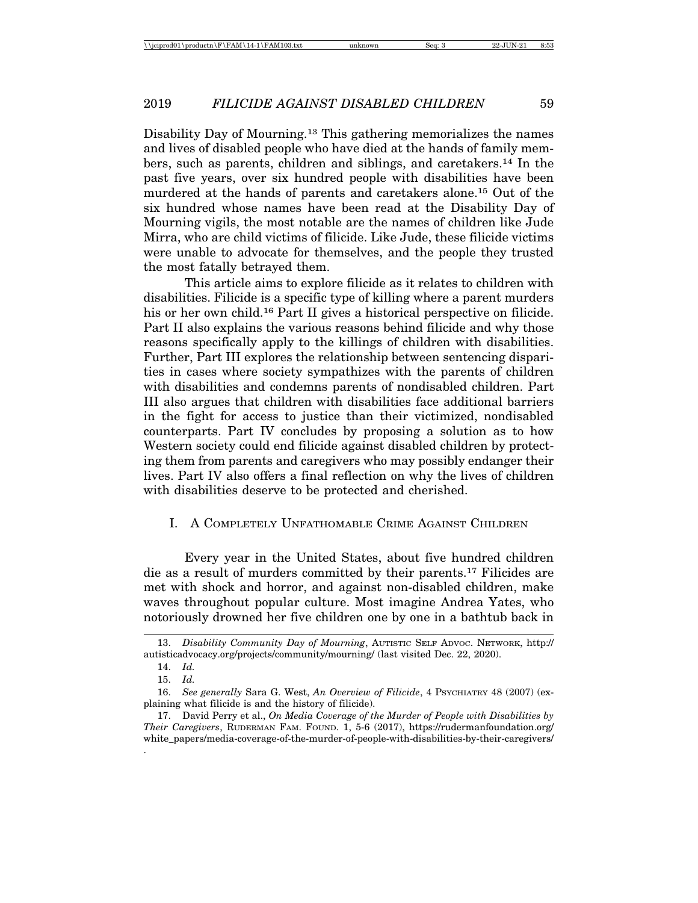Disability Day of Mourning.[13] This gathering memorializes the names and lives of disabled people who have died at the hands of family members, such as parents, children and siblings, and caretakers.[14] In the past five years, over six hundred people with disabilities have been murdered at the hands of parents and caretakers alone.[15] Out of the six hundred whose names have been read at the Disability Day of Mourning vigils, the most notable are the names of children like Jude Mirra, who are child victims of filicide. Like Jude, these filicide victims were unable to advocate for themselves, and the people they trusted the most fatally betrayed them.

This article aims to explore filicide as it relates to children with disabilities. Filicide is a specific type of killing where a parent murders his or her own child.[16] Part II gives a historical perspective on filicide. Part II also explains the various reasons behind filicide and why those reasons specifically apply to the killings of children with disabilities. Further, Part III explores the relationship between sentencing disparities in cases where society sympathizes with the parents of children with disabilities and condemns parents of nondisabled children. Part III also argues that children with disabilities face additional barriers in the fight for access to justice than their victimized, nondisabled counterparts. Part IV concludes by proposing a solution as to how Western society could end filicide against disabled children by protecting them from parents and caregivers who may possibly endanger their lives. Part IV also offers a final reflection on why the lives of children with disabilities deserve to be protected and cherished.

## I. A Completely Unfathomable Crime Against Children

Every year in the United States, about five hundred children die as a result of murders committed by their parents.[17] Filicides are met with shock and horror, and against non-disabled children, make waves throughout popular culture. Most imagine Andrea Yates, who notoriously drowned her five children one by one in a bathtub back in

---

13. *Disability Community Day of Mourning*, Autistic Self Advoc. Network, http://autisticadvocacy.org/projects/community/mourning/ (last visited Dec. 22, 2020).

14. *Id.*

15. *Id.*

16. *See generally* Sara G. West, *An Overview of Filicide*, 4 Psychiatry 48 (2007) (explaining what filicide is and the history of filicide).

17. David Perry et al., *On Media Coverage of the Murder of People with Disabilities by Their Caregivers*, Ruderman Fam. Found. 1, 5-6 (2017), https://rudermanfoundation.org/white_papers/media-coverage-of-the-murder-of-people-with-disabilities-by-their-caregivers/.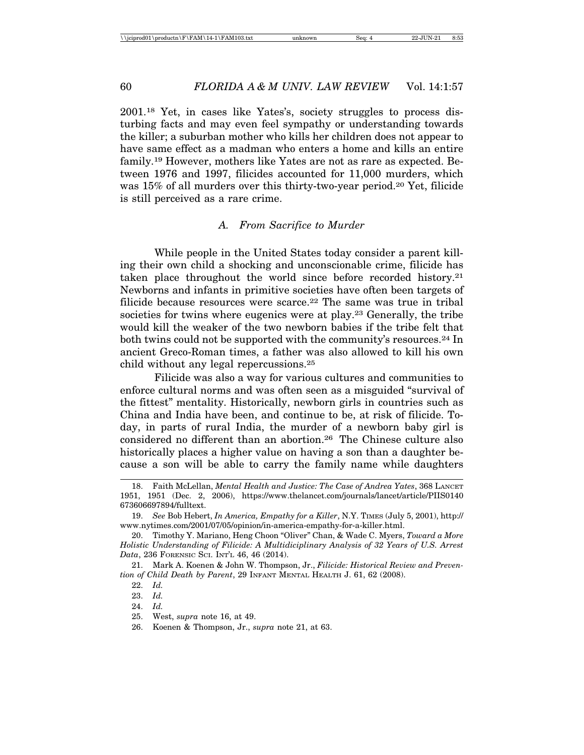2001.[18] Yet, in cases like Yates's, society struggles to process disturbing facts and may even feel sympathy or understanding towards the killer; a suburban mother who kills her children does not appear to have same effect as a madman who enters a home and kills an entire family.[19] However, mothers like Yates are not as rare as expected. Between 1976 and 1997, filicides accounted for 11,000 murders, which was 15% of all murders over this thirty-two-year period.[20] Yet, filicide is still perceived as a rare crime.

### *A. From Sacrifice to Murder*

While people in the United States today consider a parent killing their own child a shocking and unconscionable crime, filicide has taken place throughout the world since before recorded history.[21] Newborns and infants in primitive societies have often been targets of filicide because resources were scarce.[22] The same was true in tribal societies for twins where eugenics were at play.[23] Generally, the tribe would kill the weaker of the two newborn babies if the tribe felt that both twins could not be supported with the community's resources.[24] In ancient Greco-Roman times, a father was also allowed to kill his own child without any legal repercussions.[25]

Filicide was also a way for various cultures and communities to enforce cultural norms and was often seen as a misguided "survival of the fittest" mentality. Historically, newborn girls in countries such as China and India have been, and continue to be, at risk of filicide. Today, in parts of rural India, the murder of a newborn baby girl is considered no different than an abortion.[26] The Chinese culture also historically places a higher value on having a son than a daughter because a son will be able to carry the family name while daughters

---

18. Faith McLellan, *Mental Health and Justice: The Case of Andrea Yates*, 368 LANCET 1951, 1951 (Dec. 2, 2006), https://www.thelancet.com/journals/lancet/article/PIIS0140673606697894/fulltext.

19. *See* Bob Hebert, *In America, Empathy for a Killer*, N.Y. TIMES (July 5, 2001), http://www.nytimes.com/2001/07/05/opinion/in-america-empathy-for-a-killer.html.

20. Timothy Y. Mariano, Heng Choon "Oliver" Chan, & Wade C. Myers, *Toward a More Holistic Understanding of Filicide: A Multidiciplinary Analysis of 32 Years of U.S. Arrest Data*, 236 FORENSIC SCI. INT'L 46, 46 (2014).

21. Mark A. Koenen & John W. Thompson, Jr., *Filicide: Historical Review and Prevention of Child Death by Parent*, 29 INFANT MENTAL HEALTH J. 61, 62 (2008).

22. *Id.*

23. *Id.*

24. *Id.*

25. West, *supra* note 16, at 49.

26. Koenen & Thompson, Jr., *supra* note 21, at 63.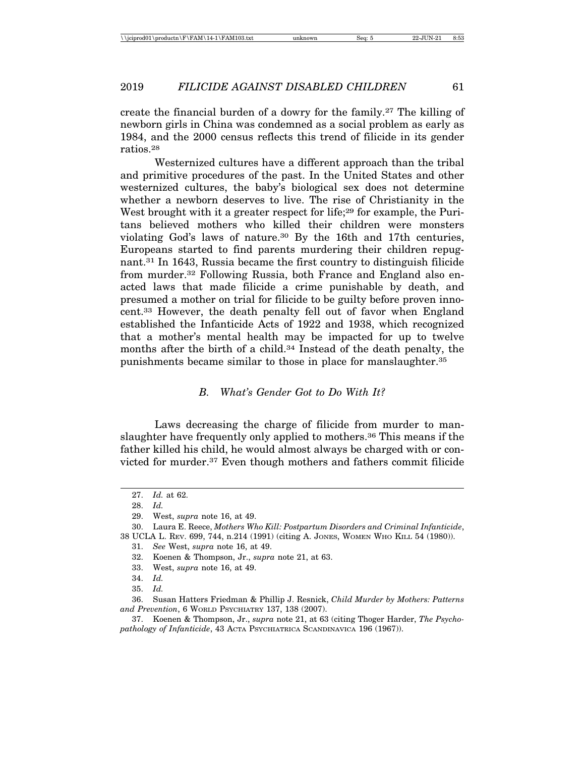create the financial burden of a dowry for the family.[27] The killing of newborn girls in China was condemned as a social problem as early as 1984, and the 2000 census reflects this trend of filicide in its gender ratios.[28]

Westernized cultures have a different approach than the tribal and primitive procedures of the past. In the United States and other westernized cultures, the baby's biological sex does not determine whether a newborn deserves to live. The rise of Christianity in the West brought with it a greater respect for life;[29] for example, the Puritans believed mothers who killed their children were monsters violating God's laws of nature.[30] By the 16th and 17th centuries, Europeans started to find parents murdering their children repugnant.[31] In 1643, Russia became the first country to distinguish filicide from murder.[32] Following Russia, both France and England also enacted laws that made filicide a crime punishable by death, and presumed a mother on trial for filicide to be guilty before proven innocent.[33] However, the death penalty fell out of favor when England established the Infanticide Acts of 1922 and 1938, which recognized that a mother's mental health may be impacted for up to twelve months after the birth of a child.[34] Instead of the death penalty, the punishments became similar to those in place for manslaughter.[35]

### *B. What's Gender Got to Do With It?*

Laws decreasing the charge of filicide from murder to manslaughter have frequently only applied to mothers.[36] This means if the father killed his child, he would almost always be charged with or convicted for murder.[37] Even though mothers and fathers commit filicide

---

27. *Id.* at 62.
28. *Id.*
29. West, *supra* note 16, at 49.
30. Laura E. Reece, *Mothers Who Kill: Postpartum Disorders and Criminal Infanticide*, 38 UCLA L. REV. 699, 744, n.214 (1991) (citing A. JONES, WOMEN WHO KILL 54 (1980)).
31. *See* West, *supra* note 16, at 49.
32. Koenen & Thompson, Jr., *supra* note 21, at 63.
33. West, *supra* note 16, at 49.
34. *Id.*
35. *Id.*
36. Susan Hatters Friedman & Phillip J. Resnick, *Child Murder by Mothers: Patterns and Prevention*, 6 WORLD PSYCHIATRY 137, 138 (2007).
37. Koenen & Thompson, Jr., *supra* note 21, at 63 (citing Thoger Harder, *The Psychopathology of Infanticide*, 43 ACTA PSYCHIATRICA SCANDINAVICA 196 (1967)).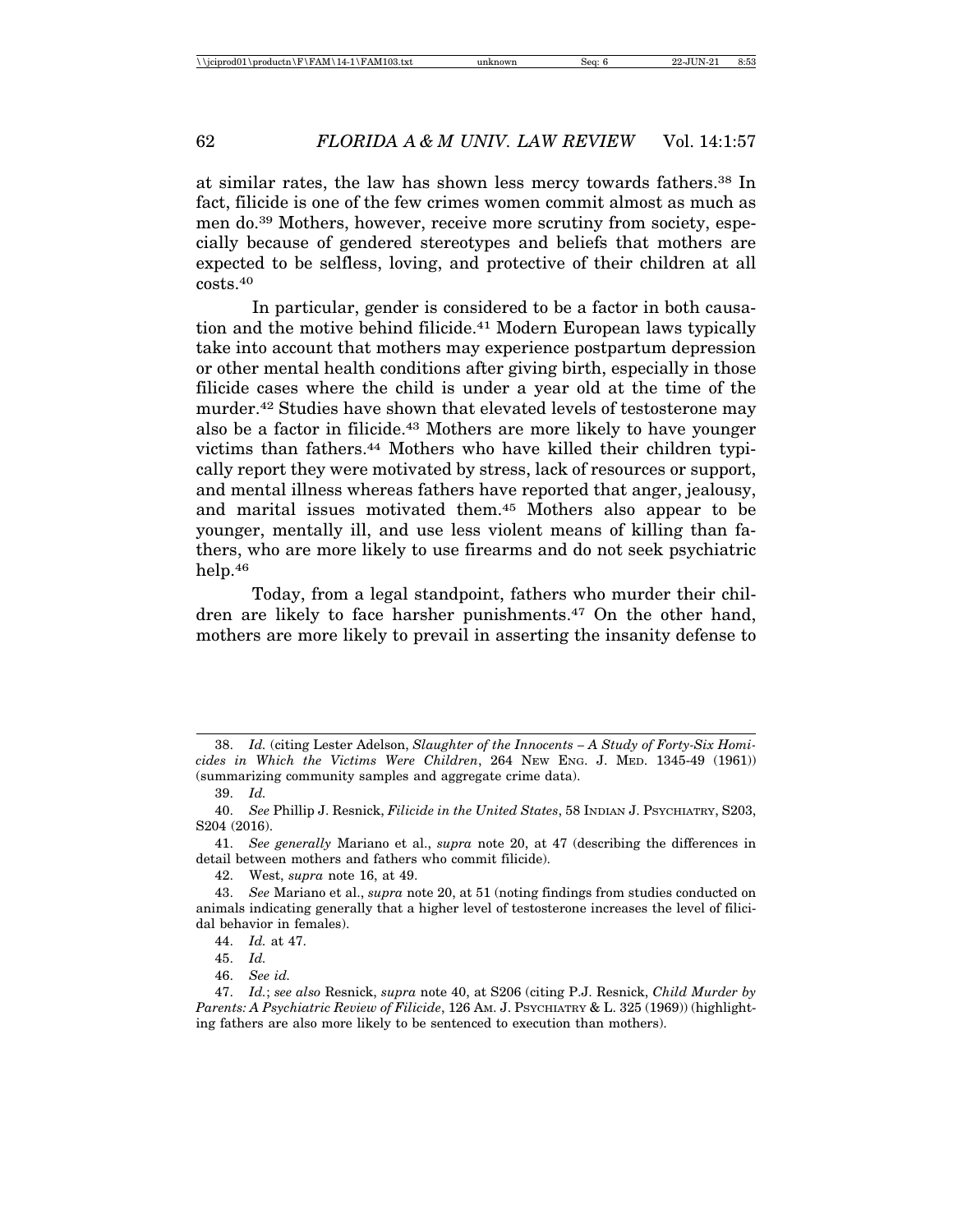at similar rates, the law has shown less mercy towards fathers.[38] In fact, filicide is one of the few crimes women commit almost as much as men do.[39] Mothers, however, receive more scrutiny from society, especially because of gendered stereotypes and beliefs that mothers are expected to be selfless, loving, and protective of their children at all costs.[40]

In particular, gender is considered to be a factor in both causation and the motive behind filicide.[41] Modern European laws typically take into account that mothers may experience postpartum depression or other mental health conditions after giving birth, especially in those filicide cases where the child is under a year old at the time of the murder.[42] Studies have shown that elevated levels of testosterone may also be a factor in filicide.[43] Mothers are more likely to have younger victims than fathers.[44] Mothers who have killed their children typically report they were motivated by stress, lack of resources or support, and mental illness whereas fathers have reported that anger, jealousy, and marital issues motivated them.[45] Mothers also appear to be younger, mentally ill, and use less violent means of killing than fathers, who are more likely to use firearms and do not seek psychiatric help.[46]

Today, from a legal standpoint, fathers who murder their children are likely to face harsher punishments.[47] On the other hand, mothers are more likely to prevail in asserting the insanity defense to

---

38. *Id.* (citing Lester Adelson, *Slaughter of the Innocents – A Study of Forty-Six Homicides in Which the Victims Were Children*, 264 NEW ENG. J. MED. 1345-49 (1961)) (summarizing community samples and aggregate crime data).

39. *Id.*

40. *See* Phillip J. Resnick, *Filicide in the United States*, 58 INDIAN J. PSYCHIATRY, S203, S204 (2016).

41. *See generally* Mariano et al., *supra* note 20, at 47 (describing the differences in detail between mothers and fathers who commit filicide).

42. West, *supra* note 16, at 49.

43. *See* Mariano et al., *supra* note 20, at 51 (noting findings from studies conducted on animals indicating generally that a higher level of testosterone increases the level of filicidal behavior in females).

44. *Id.* at 47.

45. *Id.*

46. *See id.*

47. *Id.*; *see also* Resnick, *supra* note 40, at S206 (citing P.J. Resnick, *Child Murder by Parents: A Psychiatric Review of Filicide*, 126 AM. J. PSYCHIATRY & L. 325 (1969)) (highlighting fathers are also more likely to be sentenced to execution than mothers).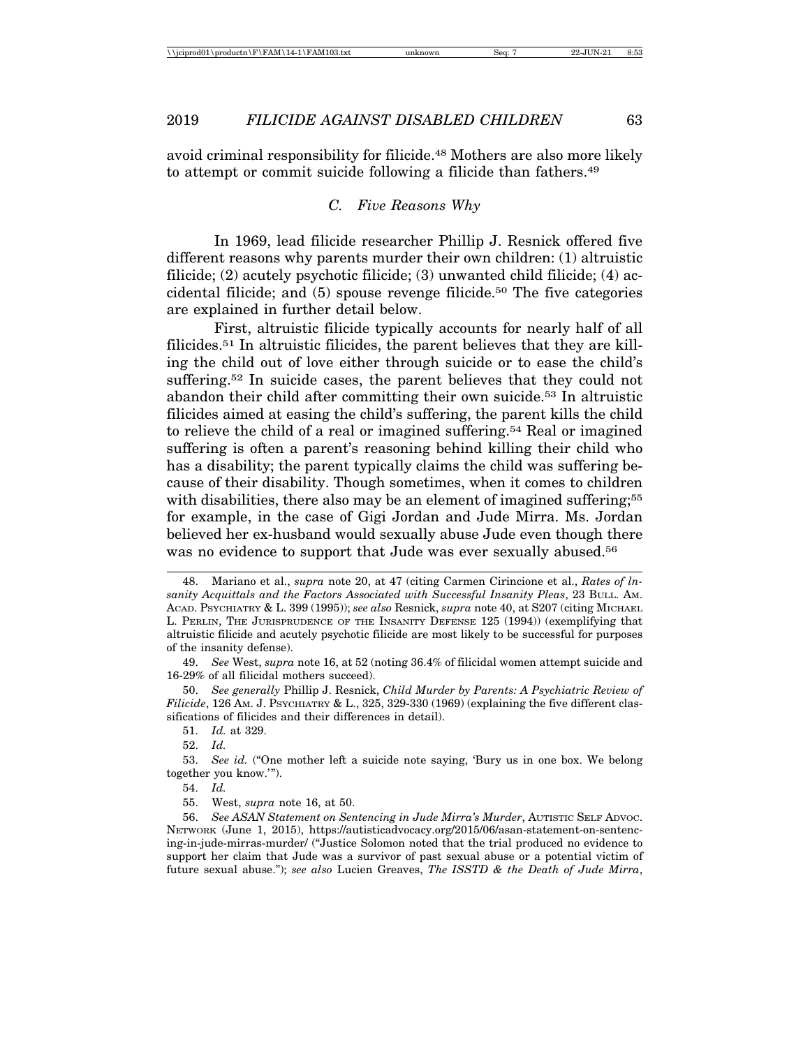avoid criminal responsibility for filicide.[48] Mothers are also more likely to attempt or commit suicide following a filicide than fathers.[49]

### C. *Five Reasons Why*

In 1969, lead filicide researcher Phillip J. Resnick offered five different reasons why parents murder their own children: (1) altruistic filicide; (2) acutely psychotic filicide; (3) unwanted child filicide; (4) accidental filicide; and (5) spouse revenge filicide.[50] The five categories are explained in further detail below.

First, altruistic filicide typically accounts for nearly half of all filicides.[51] In altruistic filicides, the parent believes that they are killing the child out of love either through suicide or to ease the child's suffering.[52] In suicide cases, the parent believes that they could not abandon their child after committing their own suicide.[53] In altruistic filicides aimed at easing the child's suffering, the parent kills the child to relieve the child of a real or imagined suffering.[54] Real or imagined suffering is often a parent's reasoning behind killing their child who has a disability; the parent typically claims the child was suffering because of their disability. Though sometimes, when it comes to children with disabilities, there also may be an element of imagined suffering;[55] for example, in the case of Gigi Jordan and Jude Mirra. Ms. Jordan believed her ex-husband would sexually abuse Jude even though there was no evidence to support that Jude was ever sexually abused.[56]

---

48. Mariano et al., *supra* note 20, at 47 (citing Carmen Cirincione et al., *Rates of Insanity Acquittals and the Factors Associated with Successful Insanity Pleas*, 23 Bull. Am. Acad. Psychiatry & L. 399 (1995)); *see also* Resnick, *supra* note 40, at S207 (citing Michael L. Perlin, The Jurisprudence of the Insanity Defense 125 (1994)) (exemplifying that altruistic filicide and acutely psychotic filicide are most likely to be successful for purposes of the insanity defense).

49. *See* West, *supra* note 16, at 52 (noting 36.4% of filicidal women attempt suicide and 16-29% of all filicidal mothers succeed).

50. *See generally* Phillip J. Resnick, *Child Murder by Parents: A Psychiatric Review of Filicide*, 126 Am. J. Psychiatry & L., 325, 329-330 (1969) (explaining the five different classifications of filicides and their differences in detail).

51. *Id.* at 329.

52. *Id.*

53. *See id.* ("One mother left a suicide note saying, 'Bury us in one box. We belong together you know.'").

54. *Id.*

55. West, *supra* note 16, at 50.

56. *See ASAN Statement on Sentencing in Jude Mirra's Murder*, Autistic Self Advoc. Network (June 1, 2015), https://autisticadvocacy.org/2015/06/asan-statement-on-sentencing-in-jude-mirras-murder/ ("Justice Solomon noted that the trial produced no evidence to support her claim that Jude was a survivor of past sexual abuse or a potential victim of future sexual abuse."); *see also* Lucien Greaves, *The ISSTD & the Death of Jude Mirra*,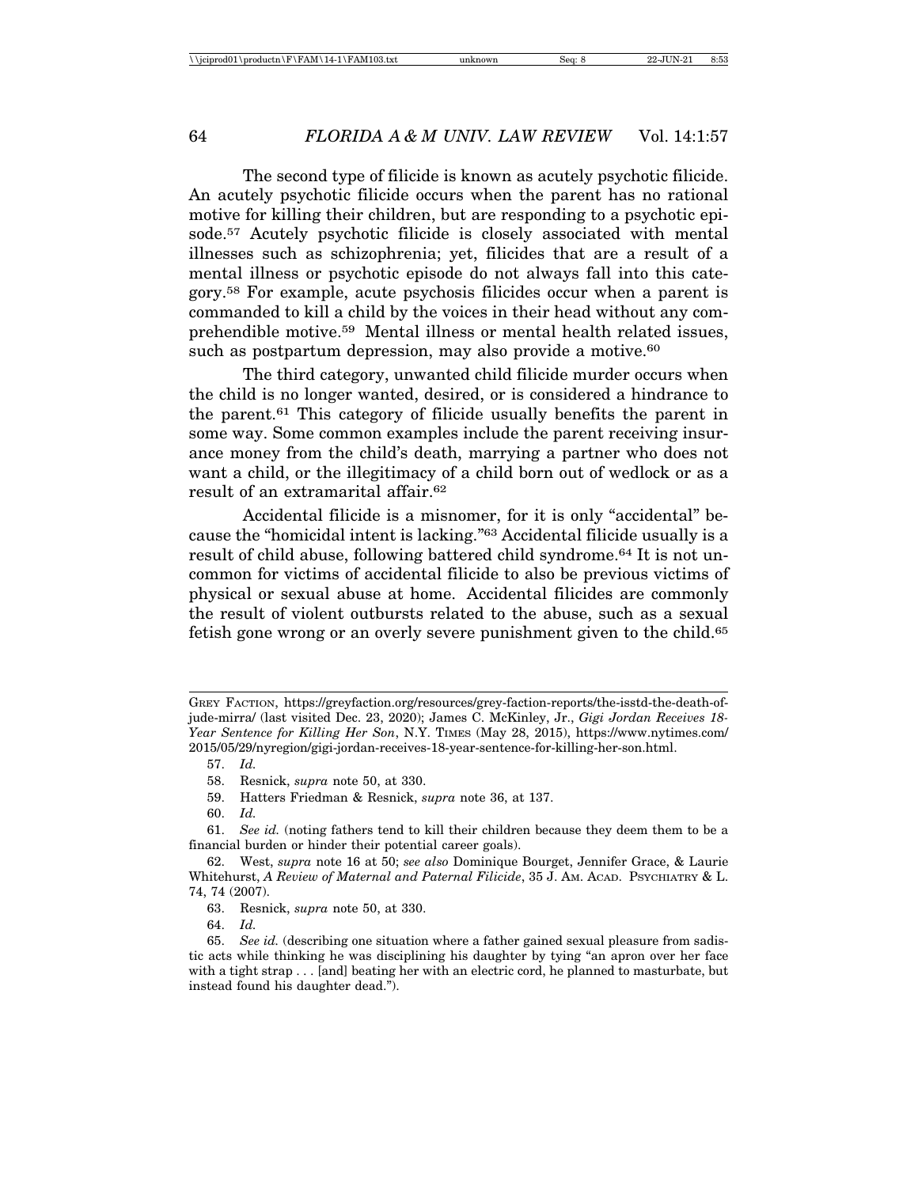The second type of filicide is known as acutely psychotic filicide. An acutely psychotic filicide occurs when the parent has no rational motive for killing their children, but are responding to a psychotic episode.[57] Acutely psychotic filicide is closely associated with mental illnesses such as schizophrenia; yet, filicides that are a result of a mental illness or psychotic episode do not always fall into this category.[58] For example, acute psychosis filicides occur when a parent is commanded to kill a child by the voices in their head without any comprehendible motive.[59] Mental illness or mental health related issues, such as postpartum depression, may also provide a motive.[60]

The third category, unwanted child filicide murder occurs when the child is no longer wanted, desired, or is considered a hindrance to the parent.[61] This category of filicide usually benefits the parent in some way. Some common examples include the parent receiving insurance money from the child's death, marrying a partner who does not want a child, or the illegitimacy of a child born out of wedlock or as a result of an extramarital affair.[62]

Accidental filicide is a misnomer, for it is only "accidental" because the "homicidal intent is lacking."[63] Accidental filicide usually is a result of child abuse, following battered child syndrome.[64] It is not uncommon for victims of accidental filicide to also be previous victims of physical or sexual abuse at home. Accidental filicides are commonly the result of violent outbursts related to the abuse, such as a sexual fetish gone wrong or an overly severe punishment given to the child.[65]

---

GREY FACTION, https://greyfaction.org/resources/grey-faction-reports/the-isstd-the-death-of-jude-mirra/ (last visited Dec. 23, 2020); James C. McKinley, Jr., *Gigi Jordan Receives 18-Year Sentence for Killing Her Son*, N.Y. TIMES (May 28, 2015), https://www.nytimes.com/2015/05/29/nyregion/gigi-jordan-receives-18-year-sentence-for-killing-her-son.html.

57. *Id.*

58. Resnick, *supra* note 50, at 330.

59. Hatters Friedman & Resnick, *supra* note 36, at 137.

60. *Id.*

61. *See id.* (noting fathers tend to kill their children because they deem them to be a financial burden or hinder their potential career goals).

62. West, *supra* note 16 at 50; *see also* Dominique Bourget, Jennifer Grace, & Laurie Whitehurst, *A Review of Maternal and Paternal Filicide*, 35 J. AM. ACAD. PSYCHIATRY & L. 74, 74 (2007).

63. Resnick, *supra* note 50, at 330.

64. *Id.*

65. *See id.* (describing one situation where a father gained sexual pleasure from sadistic acts while thinking he was disciplining his daughter by tying "an apron over her face with a tight strap . . . [and] beating her with an electric cord, he planned to masturbate, but instead found his daughter dead.").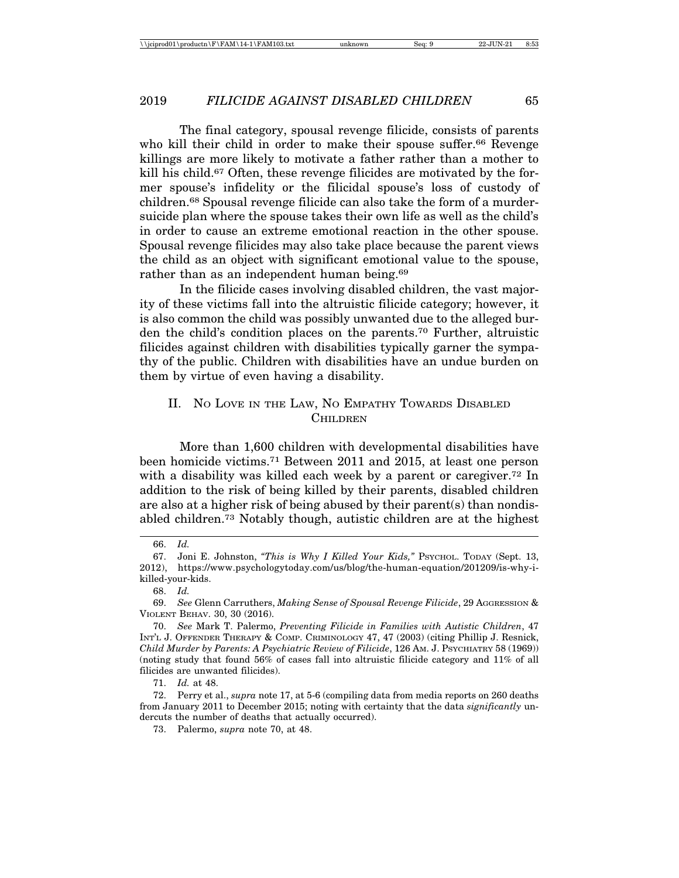The final category, spousal revenge filicide, consists of parents who kill their child in order to make their spouse suffer.[66] Revenge killings are more likely to motivate a father rather than a mother to kill his child.[67] Often, these revenge filicides are motivated by the former spouse's infidelity or the filicidal spouse's loss of custody of children.[68] Spousal revenge filicide can also take the form of a murder-suicide plan where the spouse takes their own life as well as the child's in order to cause an extreme emotional reaction in the other spouse. Spousal revenge filicides may also take place because the parent views the child as an object with significant emotional value to the spouse, rather than as an independent human being.[69]

In the filicide cases involving disabled children, the vast majority of these victims fall into the altruistic filicide category; however, it is also common the child was possibly unwanted due to the alleged burden the child's condition places on the parents.[70] Further, altruistic filicides against children with disabilities typically garner the sympathy of the public. Children with disabilities have an undue burden on them by virtue of even having a disability.

## II. No Love in the Law, No Empathy Towards Disabled Children

More than 1,600 children with developmental disabilities have been homicide victims.[71] Between 2011 and 2015, at least one person with a disability was killed each week by a parent or caregiver.[72] In addition to the risk of being killed by their parents, disabled children are also at a higher risk of being abused by their parent(s) than nondisabled children.[73] Notably though, autistic children are at the highest

---

66. *Id.*

67. Joni E. Johnston, *"This is Why I Killed Your Kids,"* Psychol. Today (Sept. 13, 2012), https://www.psychologytoday.com/us/blog/the-human-equation/201209/is-why-i-killed-your-kids.

68. *Id.*

69. *See* Glenn Carruthers, *Making Sense of Spousal Revenge Filicide*, 29 Aggression & Violent Behav. 30, 30 (2016).

70. *See* Mark T. Palermo, *Preventing Filicide in Families with Autistic Children*, 47 Int'l J. Offender Therapy & Comp. Criminology 47, 47 (2003) (citing Phillip J. Resnick, *Child Murder by Parents: A Psychiatric Review of Filicide*, 126 Am. J. Psychiatry 58 (1969)) (noting study that found 56% of cases fall into altruistic filicide category and 11% of all filicides are unwanted filicides).

71. *Id.* at 48.

72. Perry et al., *supra* note 17, at 5-6 (compiling data from media reports on 260 deaths from January 2011 to December 2015; noting with certainty that the data *significantly* undercuts the number of deaths that actually occurred).

73. Palermo, *supra* note 70, at 48.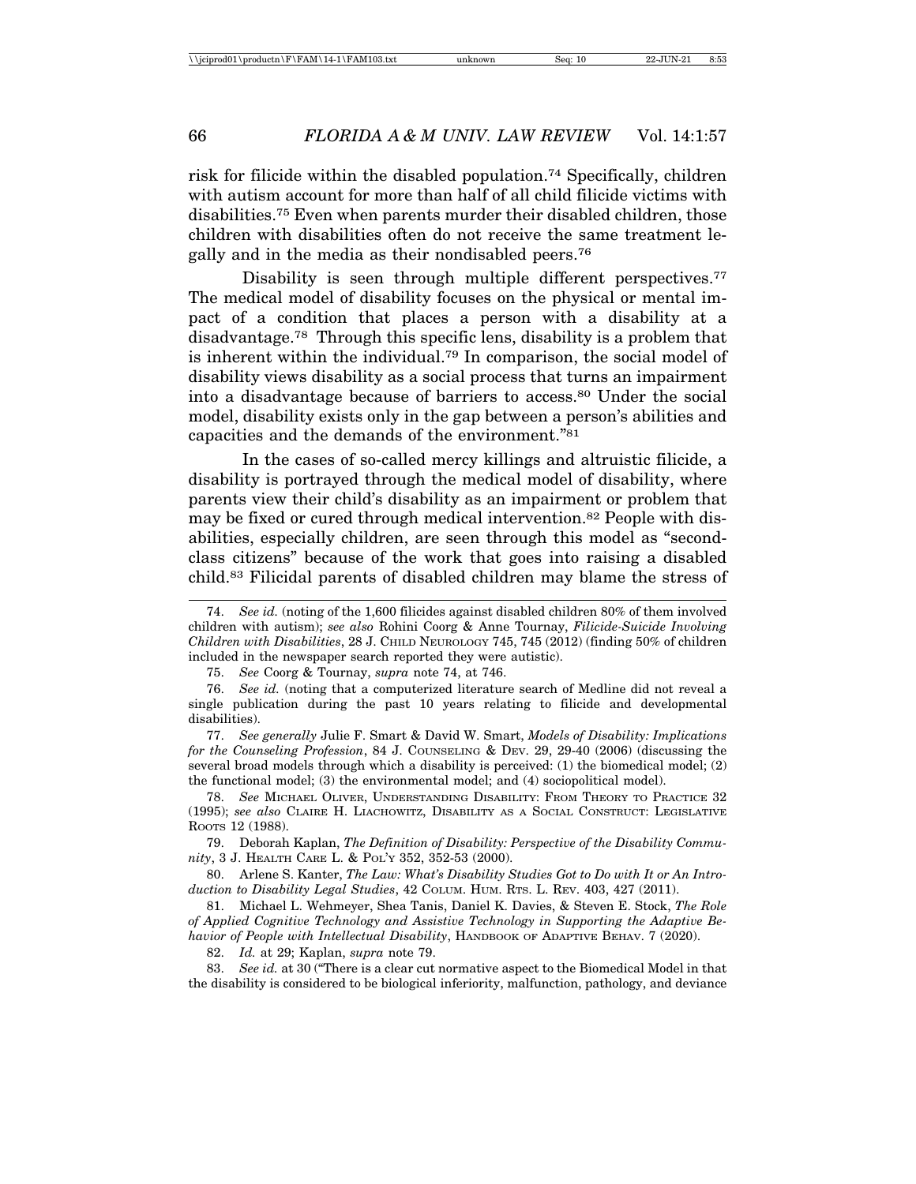risk for filicide within the disabled population.[74] Specifically, children with autism account for more than half of all child filicide victims with disabilities.[75] Even when parents murder their disabled children, those children with disabilities often do not receive the same treatment legally and in the media as their nondisabled peers.[76]

Disability is seen through multiple different perspectives.[77] The medical model of disability focuses on the physical or mental impact of a condition that places a person with a disability at a disadvantage.[78] Through this specific lens, disability is a problem that is inherent within the individual.[79] In comparison, the social model of disability views disability as a social process that turns an impairment into a disadvantage because of barriers to access.[80] Under the social model, disability exists only in the gap between a person's abilities and capacities and the demands of the environment."[81]

In the cases of so-called mercy killings and altruistic filicide, a disability is portrayed through the medical model of disability, where parents view their child's disability as an impairment or problem that may be fixed or cured through medical intervention.[82] People with disabilities, especially children, are seen through this model as "second-class citizens" because of the work that goes into raising a disabled child.[83] Filicidal parents of disabled children may blame the stress of

---

74. *See id.* (noting of the 1,600 filicides against disabled children 80% of them involved children with autism); *see also* Rohini Coorg & Anne Tournay, *Filicide-Suicide Involving Children with Disabilities*, 28 J. CHILD NEUROLOGY 745, 745 (2012) (finding 50% of children included in the newspaper search reported they were autistic).

75. *See* Coorg & Tournay, *supra* note 74, at 746.

76. *See id.* (noting that a computerized literature search of Medline did not reveal a single publication during the past 10 years relating to filicide and developmental disabilities).

77. *See generally* Julie F. Smart & David W. Smart, *Models of Disability: Implications for the Counseling Profession*, 84 J. COUNSELING & DEV. 29, 29-40 (2006) (discussing the several broad models through which a disability is perceived: (1) the biomedical model; (2) the functional model; (3) the environmental model; and (4) sociopolitical model).

78. *See* MICHAEL OLIVER, UNDERSTANDING DISABILITY: FROM THEORY TO PRACTICE 32 (1995); *see also* CLAIRE H. LIACHOWITZ, DISABILITY AS A SOCIAL CONSTRUCT: LEGISLATIVE ROOTS 12 (1988).

79. Deborah Kaplan, *The Definition of Disability: Perspective of the Disability Community*, 3 J. HEALTH CARE L. & POL'Y 352, 352-53 (2000).

80. Arlene S. Kanter, *The Law: What's Disability Studies Got to Do with It or An Introduction to Disability Legal Studies*, 42 COLUM. HUM. RTS. L. REV. 403, 427 (2011).

81. Michael L. Wehmeyer, Shea Tanis, Daniel K. Davies, & Steven E. Stock, *The Role of Applied Cognitive Technology and Assistive Technology in Supporting the Adaptive Behavior of People with Intellectual Disability*, HANDBOOK OF ADAPTIVE BEHAV. 7 (2020).

82. *Id.* at 29; Kaplan, *supra* note 79.

83. *See id.* at 30 ("There is a clear cut normative aspect to the Biomedical Model in that the disability is considered to be biological inferiority, malfunction, pathology, and deviance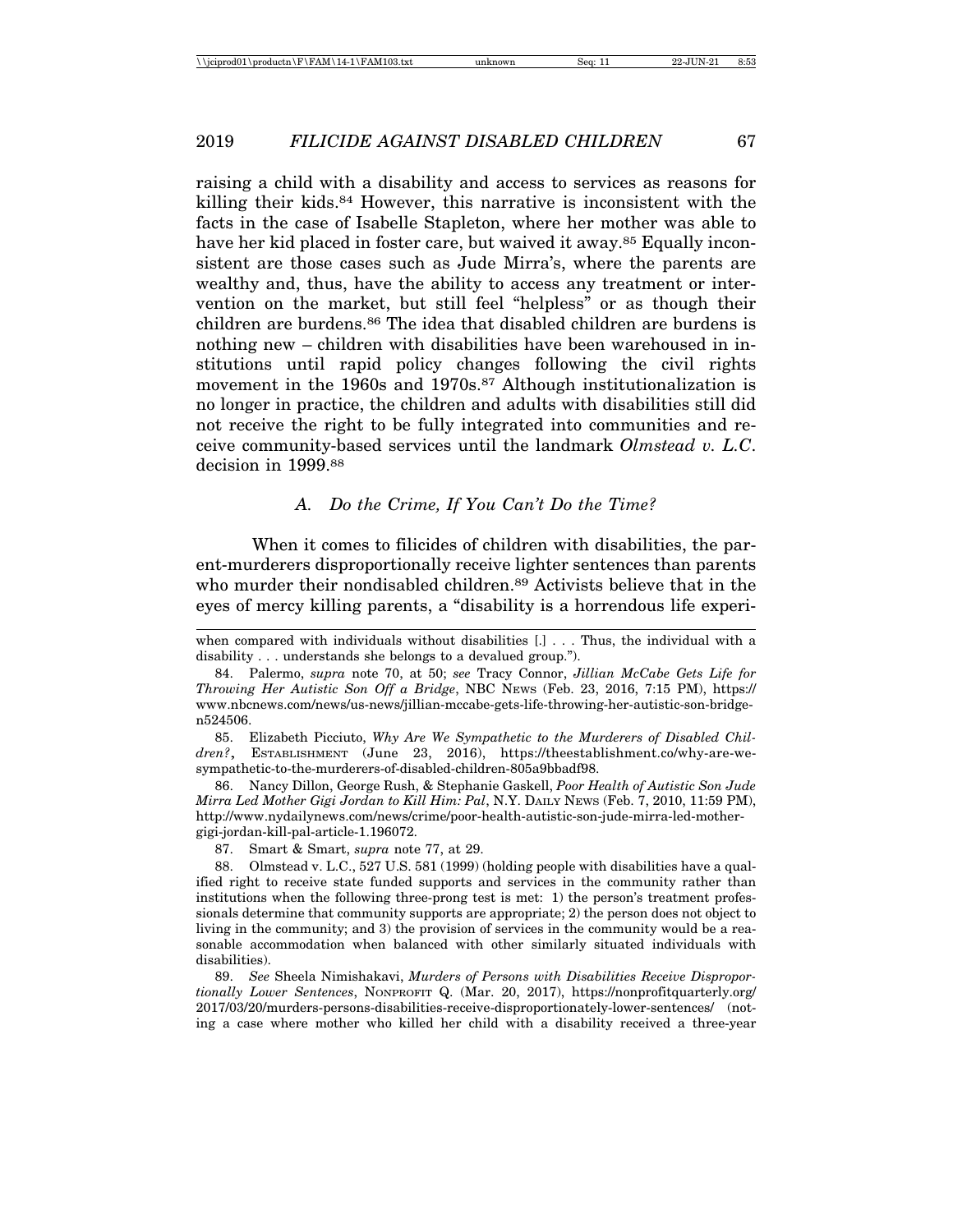raising a child with a disability and access to services as reasons for killing their kids.[84] However, this narrative is inconsistent with the facts in the case of Isabelle Stapleton, where her mother was able to have her kid placed in foster care, but waived it away.[85] Equally inconsistent are those cases such as Jude Mirra's, where the parents are wealthy and, thus, have the ability to access any treatment or intervention on the market, but still feel "helpless" or as though their children are burdens.[86] The idea that disabled children are burdens is nothing new – children with disabilities have been warehoused in institutions until rapid policy changes following the civil rights movement in the 1960s and 1970s.[87] Although institutionalization is no longer in practice, the children and adults with disabilities still did not receive the right to be fully integrated into communities and receive community-based services until the landmark *Olmstead v. L.C.* decision in 1999.[88]

### *A. Do the Crime, If You Can't Do the Time?*

When it comes to filicides of children with disabilities, the parent-murderers disproportionally receive lighter sentences than parents who murder their nondisabled children.[89] Activists believe that in the eyes of mercy killing parents, a "disability is a horrendous life experi-

---

when compared with individuals without disabilities [.] . . . Thus, the individual with a disability . . . understands she belongs to a devalued group.").

84. Palermo, *supra* note 70, at 50; *see* Tracy Connor, *Jillian McCabe Gets Life for Throwing Her Autistic Son Off a Bridge*, NBC NEWS (Feb. 23, 2016, 7:15 PM), https://www.nbcnews.com/news/us-news/jillian-mccabe-gets-life-throwing-her-autistic-son-bridge-n524506.

85. Elizabeth Picciuto, *Why Are We Sympathetic to the Murderers of Disabled Children?*, ESTABLISHMENT (June 23, 2016), https://theestablishment.co/why-are-we-sympathetic-to-the-murderers-of-disabled-children-805a9bbadf98.

86. Nancy Dillon, George Rush, & Stephanie Gaskell, *Poor Health of Autistic Son Jude Mirra Led Mother Gigi Jordan to Kill Him: Pal*, N.Y. DAILY NEWS (Feb. 7, 2010, 11:59 PM), http://www.nydailynews.com/news/crime/poor-health-autistic-son-jude-mirra-led-mother-gigi-jordan-kill-pal-article-1.196072.

87. Smart & Smart, *supra* note 77, at 29.

88. Olmstead v. L.C., 527 U.S. 581 (1999) (holding people with disabilities have a qualified right to receive state funded supports and services in the community rather than institutions when the following three-prong test is met: 1) the person's treatment professionals determine that community supports are appropriate; 2) the person does not object to living in the community; and 3) the provision of services in the community would be a reasonable accommodation when balanced with other similarly situated individuals with disabilities).

89. *See* Sheela Nimishakavi, *Murders of Persons with Disabilities Receive Disproportionally Lower Sentences*, NONPROFIT Q. (Mar. 20, 2017), https://nonprofitquarterly.org/2017/03/20/murders-persons-disabilities-receive-disproportionately-lower-sentences/ (noting a case where mother who killed her child with a disability received a three-year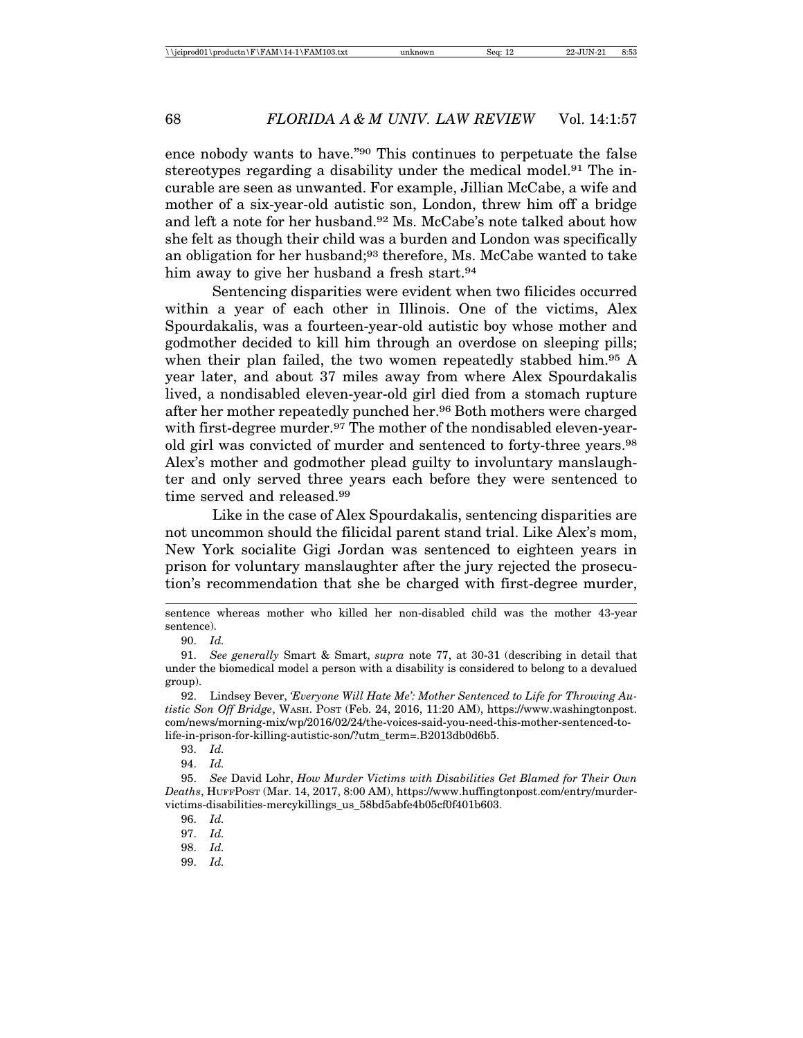ence nobody wants to have."[90] This continues to perpetuate the false stereotypes regarding a disability under the medical model.[91] The incurable are seen as unwanted. For example, Jillian McCabe, a wife and mother of a six-year-old autistic son, London, threw him off a bridge and left a note for her husband.[92] Ms. McCabe's note talked about how she felt as though their child was a burden and London was specifically an obligation for her husband;[93] therefore, Ms. McCabe wanted to take him away to give her husband a fresh start.[94]

Sentencing disparities were evident when two filicides occurred within a year of each other in Illinois. One of the victims, Alex Spourdakalis, was a fourteen-year-old autistic boy whose mother and godmother decided to kill him through an overdose on sleeping pills; when their plan failed, the two women repeatedly stabbed him.[95] A year later, and about 37 miles away from where Alex Spourdakalis lived, a nondisabled eleven-year-old girl died from a stomach rupture after her mother repeatedly punched her.[96] Both mothers were charged with first-degree murder.[97] The mother of the nondisabled eleven-year-old girl was convicted of murder and sentenced to forty-three years.[98] Alex's mother and godmother plead guilty to involuntary manslaughter and only served three years each before they were sentenced to time served and released.[99]

Like in the case of Alex Spourdakalis, sentencing disparities are not uncommon should the filicidal parent stand trial. Like Alex's mom, New York socialite Gigi Jordan was sentenced to eighteen years in prison for voluntary manslaughter after the jury rejected the prosecution's recommendation that she be charged with first-degree murder,

---

sentence whereas mother who killed her non-disabled child was the mother 43-year sentence).

90. *Id.*

91. *See generally* Smart & Smart, *supra* note 77, at 30-31 (describing in detail that under the biomedical model a person with a disability is considered to belong to a devalued group).

92. Lindsey Bever, *'Everyone Will Hate Me': Mother Sentenced to Life for Throwing Autistic Son Off Bridge*, WASH. POST (Feb. 24, 2016, 11:20 AM), https://www.washingtonpost.com/news/morning-mix/wp/2016/02/24/the-voices-said-you-need-this-mother-sentenced-to-life-in-prison-for-killing-autistic-son/?utm_term=.B2013db0d6b5.

93. *Id.*

94. *Id.*

95. *See* David Lohr, *How Murder Victims with Disabilities Get Blamed for Their Own Deaths*, HUFFPOST (Mar. 14, 2017, 8:00 AM), https://www.huffingtonpost.com/entry/murder-victims-disabilities-mercykillings_us_58bd5abfe4b05cf0f401b603.

96. *Id.*

97. *Id.*

98. *Id.*

99. *Id.*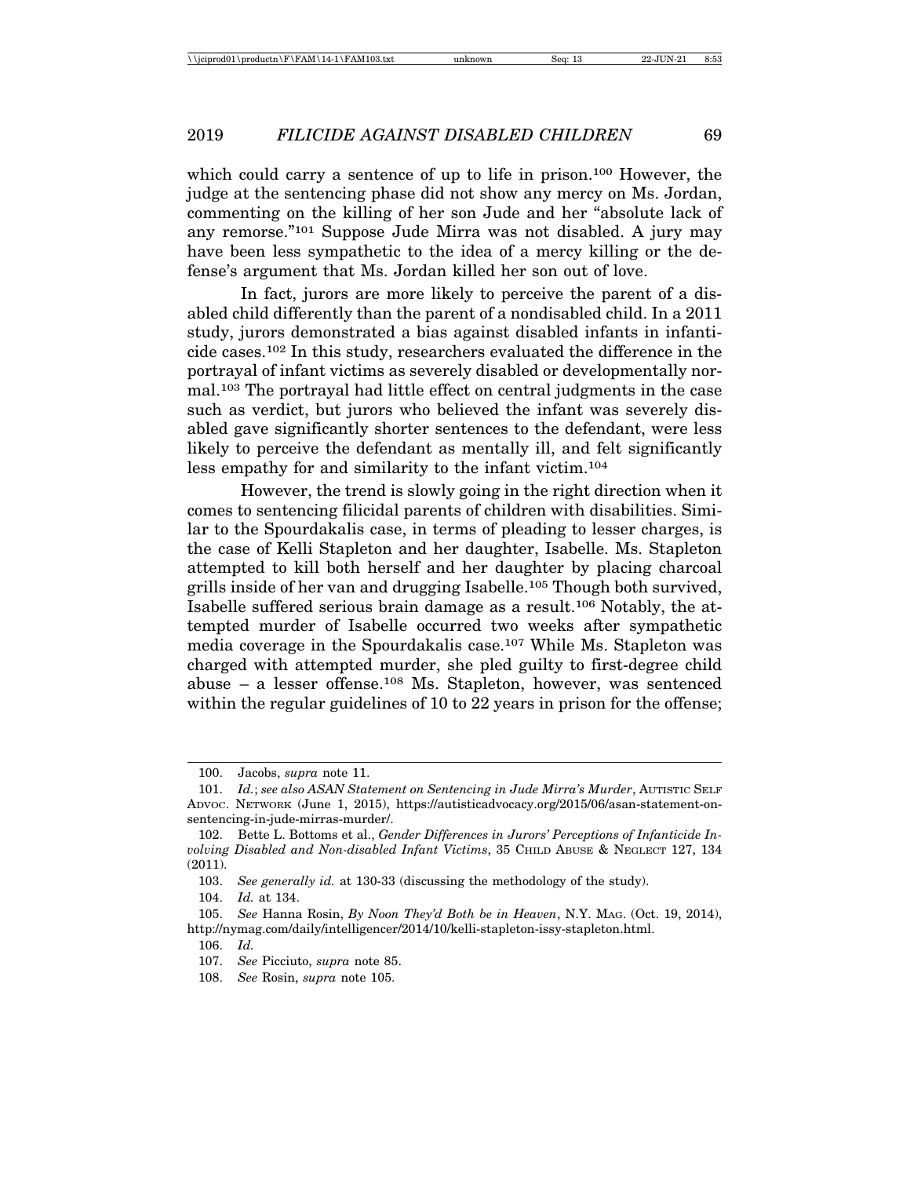which could carry a sentence of up to life in prison.[100] However, the judge at the sentencing phase did not show any mercy on Ms. Jordan, commenting on the killing of her son Jude and her "absolute lack of any remorse."[101] Suppose Jude Mirra was not disabled. A jury may have been less sympathetic to the idea of a mercy killing or the defense's argument that Ms. Jordan killed her son out of love.

In fact, jurors are more likely to perceive the parent of a disabled child differently than the parent of a nondisabled child. In a 2011 study, jurors demonstrated a bias against disabled infants in infanticide cases.[102] In this study, researchers evaluated the difference in the portrayal of infant victims as severely disabled or developmentally normal.[103] The portrayal had little effect on central judgments in the case such as verdict, but jurors who believed the infant was severely disabled gave significantly shorter sentences to the defendant, were less likely to perceive the defendant as mentally ill, and felt significantly less empathy for and similarity to the infant victim.[104]

However, the trend is slowly going in the right direction when it comes to sentencing filicidal parents of children with disabilities. Similar to the Spourdakalis case, in terms of pleading to lesser charges, is the case of Kelli Stapleton and her daughter, Isabelle. Ms. Stapleton attempted to kill both herself and her daughter by placing charcoal grills inside of her van and drugging Isabelle.[105] Though both survived, Isabelle suffered serious brain damage as a result.[106] Notably, the attempted murder of Isabelle occurred two weeks after sympathetic media coverage in the Spourdakalis case.[107] While Ms. Stapleton was charged with attempted murder, she pled guilty to first-degree child abuse – a lesser offense.[108] Ms. Stapleton, however, was sentenced within the regular guidelines of 10 to 22 years in prison for the offense;

---

100. Jacobs, *supra* note 11.

101. *Id.*; *see also ASAN Statement on Sentencing in Jude Mirra's Murder*, AUTISTIC SELF ADVOC. NETWORK (June 1, 2015), https://autisticadvocacy.org/2015/06/asan-statement-on-sentencing-in-jude-mirras-murder/.

102. Bette L. Bottoms et al., *Gender Differences in Jurors' Perceptions of Infanticide Involving Disabled and Non-disabled Infant Victims*, 35 CHILD ABUSE & NEGLECT 127, 134 (2011).

103. *See generally id.* at 130-33 (discussing the methodology of the study).

104. *Id.* at 134.

105. *See* Hanna Rosin, *By Noon They'd Both be in Heaven*, N.Y. MAG. (Oct. 19, 2014), http://nymag.com/daily/intelligencer/2014/10/kelli-stapleton-issy-stapleton.html.

106. *Id.*

107. *See* Picciuto, *supra* note 85.

108. *See* Rosin, *supra* note 105.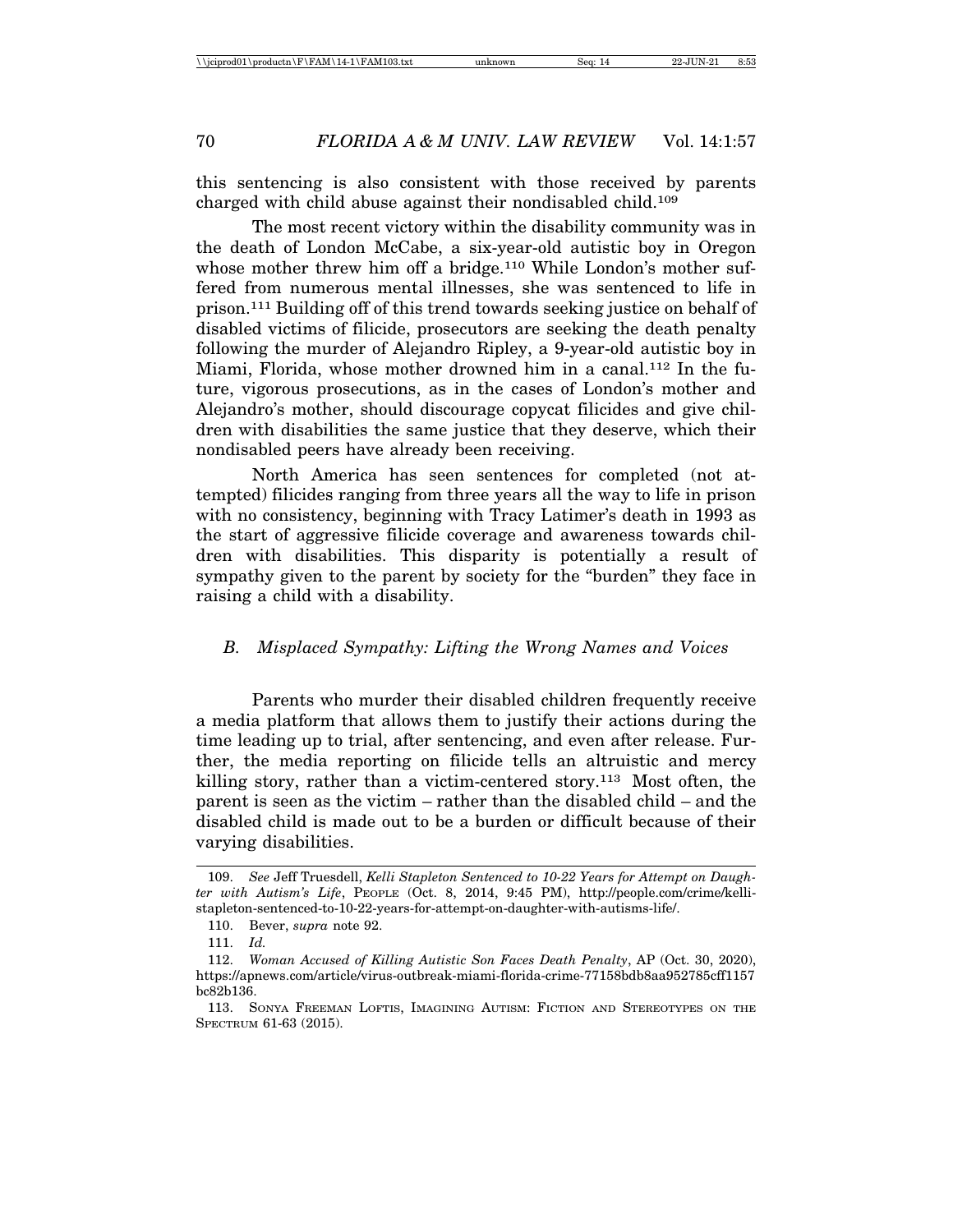this sentencing is also consistent with those received by parents charged with child abuse against their nondisabled child.[109]

The most recent victory within the disability community was in the death of London McCabe, a six-year-old autistic boy in Oregon whose mother threw him off a bridge.[110] While London's mother suffered from numerous mental illnesses, she was sentenced to life in prison.[111] Building off of this trend towards seeking justice on behalf of disabled victims of filicide, prosecutors are seeking the death penalty following the murder of Alejandro Ripley, a 9-year-old autistic boy in Miami, Florida, whose mother drowned him in a canal.[112] In the future, vigorous prosecutions, as in the cases of London's mother and Alejandro's mother, should discourage copycat filicides and give children with disabilities the same justice that they deserve, which their nondisabled peers have already been receiving.

North America has seen sentences for completed (not attempted) filicides ranging from three years all the way to life in prison with no consistency, beginning with Tracy Latimer's death in 1993 as the start of aggressive filicide coverage and awareness towards children with disabilities. This disparity is potentially a result of sympathy given to the parent by society for the "burden" they face in raising a child with a disability.

### *B. Misplaced Sympathy: Lifting the Wrong Names and Voices*

Parents who murder their disabled children frequently receive a media platform that allows them to justify their actions during the time leading up to trial, after sentencing, and even after release. Further, the media reporting on filicide tells an altruistic and mercy killing story, rather than a victim-centered story.[113] Most often, the parent is seen as the victim – rather than the disabled child – and the disabled child is made out to be a burden or difficult because of their varying disabilities.

---

109. *See* Jeff Truesdell, *Kelli Stapleton Sentenced to 10-22 Years for Attempt on Daughter with Autism's Life*, PEOPLE (Oct. 8, 2014, 9:45 PM), http://people.com/crime/kelli-stapleton-sentenced-to-10-22-years-for-attempt-on-daughter-with-autisms-life/.

110. Bever, *supra* note 92.

111. *Id.*

112. *Woman Accused of Killing Autistic Son Faces Death Penalty*, AP (Oct. 30, 2020), https://apnews.com/article/virus-outbreak-miami-florida-crime-77158bdb8aa952785cff1157bc82b136.

113. SONYA FREEMAN LOFTIS, IMAGINING AUTISM: FICTION AND STEREOTYPES ON THE SPECTRUM 61-63 (2015).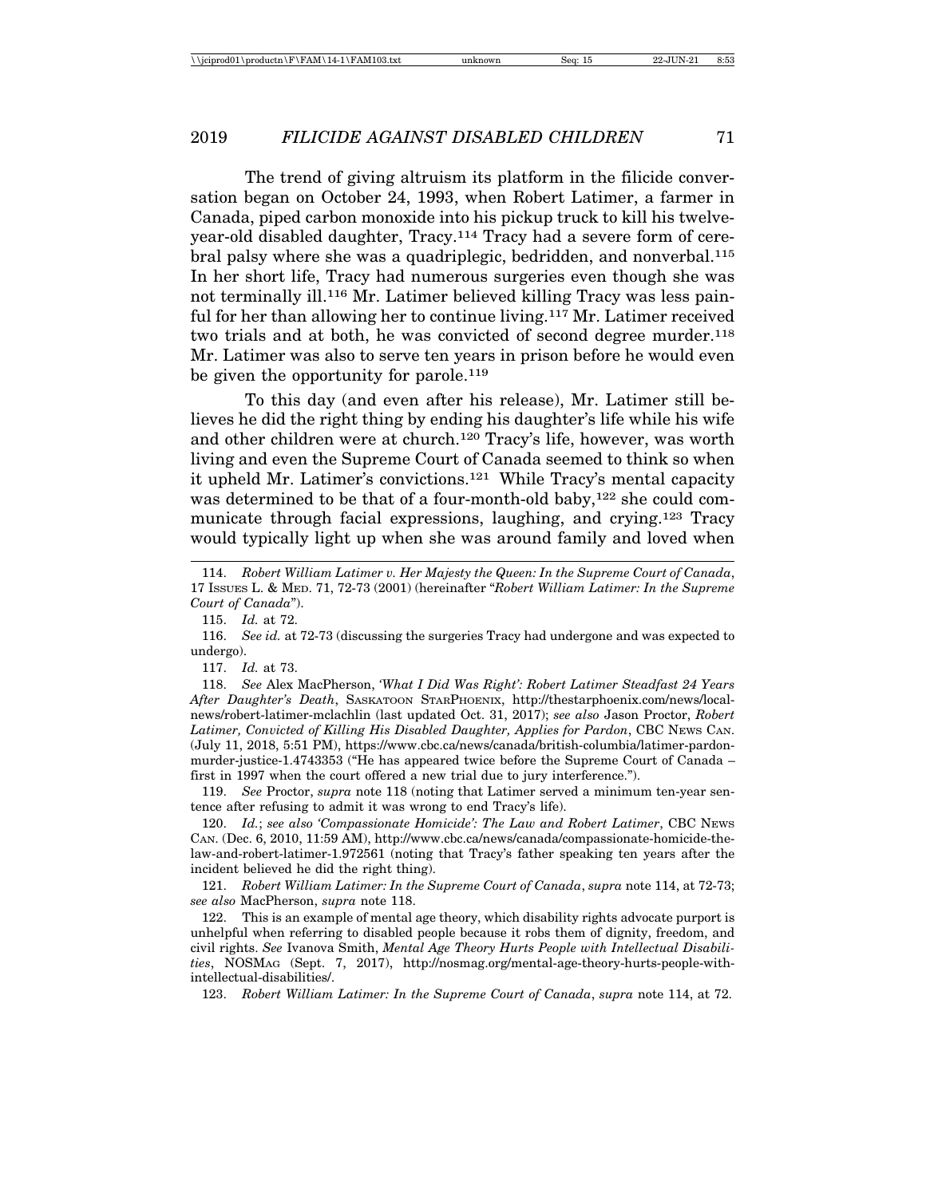The trend of giving altruism its platform in the filicide conversation began on October 24, 1993, when Robert Latimer, a farmer in Canada, piped carbon monoxide into his pickup truck to kill his twelve-year-old disabled daughter, Tracy.[114] Tracy had a severe form of cerebral palsy where she was a quadriplegic, bedridden, and nonverbal.[115] In her short life, Tracy had numerous surgeries even though she was not terminally ill.[116] Mr. Latimer believed killing Tracy was less painful for her than allowing her to continue living.[117] Mr. Latimer received two trials and at both, he was convicted of second degree murder.[118] Mr. Latimer was also to serve ten years in prison before he would even be given the opportunity for parole.[119]

To this day (and even after his release), Mr. Latimer still believes he did the right thing by ending his daughter's life while his wife and other children were at church.[120] Tracy's life, however, was worth living and even the Supreme Court of Canada seemed to think so when it upheld Mr. Latimer's convictions.[121] While Tracy's mental capacity was determined to be that of a four-month-old baby,[122] she could communicate through facial expressions, laughing, and crying.[123] Tracy would typically light up when she was around family and loved when

---

114. *Robert William Latimer v. Her Majesty the Queen: In the Supreme Court of Canada*, 17 Issues L. & Med. 71, 72-73 (2001) (hereinafter "*Robert William Latimer: In the Supreme Court of Canada*").

115. *Id.* at 72.

116. *See id.* at 72-73 (discussing the surgeries Tracy had undergone and was expected to undergo).

117. *Id.* at 73.

118. *See* Alex MacPherson, *'What I Did Was Right': Robert Latimer Steadfast 24 Years After Daughter's Death*, Saskatoon StarPhoenix, http://thestarphoenix.com/news/local-news/robert-latimer-mclachlin (last updated Oct. 31, 2017); *see also* Jason Proctor, *Robert Latimer, Convicted of Killing His Disabled Daughter, Applies for Pardon*, CBC News Can. (July 11, 2018, 5:51 PM), https://www.cbc.ca/news/canada/british-columbia/latimer-pardon-murder-justice-1.4743353 ("He has appeared twice before the Supreme Court of Canada – first in 1997 when the court offered a new trial due to jury interference.").

119. *See* Proctor, *supra* note 118 (noting that Latimer served a minimum ten-year sentence after refusing to admit it was wrong to end Tracy's life).

120. *Id.*; *see also 'Compassionate Homicide': The Law and Robert Latimer*, CBC News Can. (Dec. 6, 2010, 11:59 AM), http://www.cbc.ca/news/canada/compassionate-homicide-the-law-and-robert-latimer-1.972561 (noting that Tracy's father speaking ten years after the incident believed he did the right thing).

121. *Robert William Latimer: In the Supreme Court of Canada*, *supra* note 114, at 72-73; *see also* MacPherson, *supra* note 118.

122. This is an example of mental age theory, which disability rights advocate purport is unhelpful when referring to disabled people because it robs them of dignity, freedom, and civil rights. *See* Ivanova Smith, *Mental Age Theory Hurts People with Intellectual Disabilities*, NOSMag (Sept. 7, 2017), http://nosmag.org/mental-age-theory-hurts-people-with-intellectual-disabilities/.

123. *Robert William Latimer: In the Supreme Court of Canada*, *supra* note 114, at 72.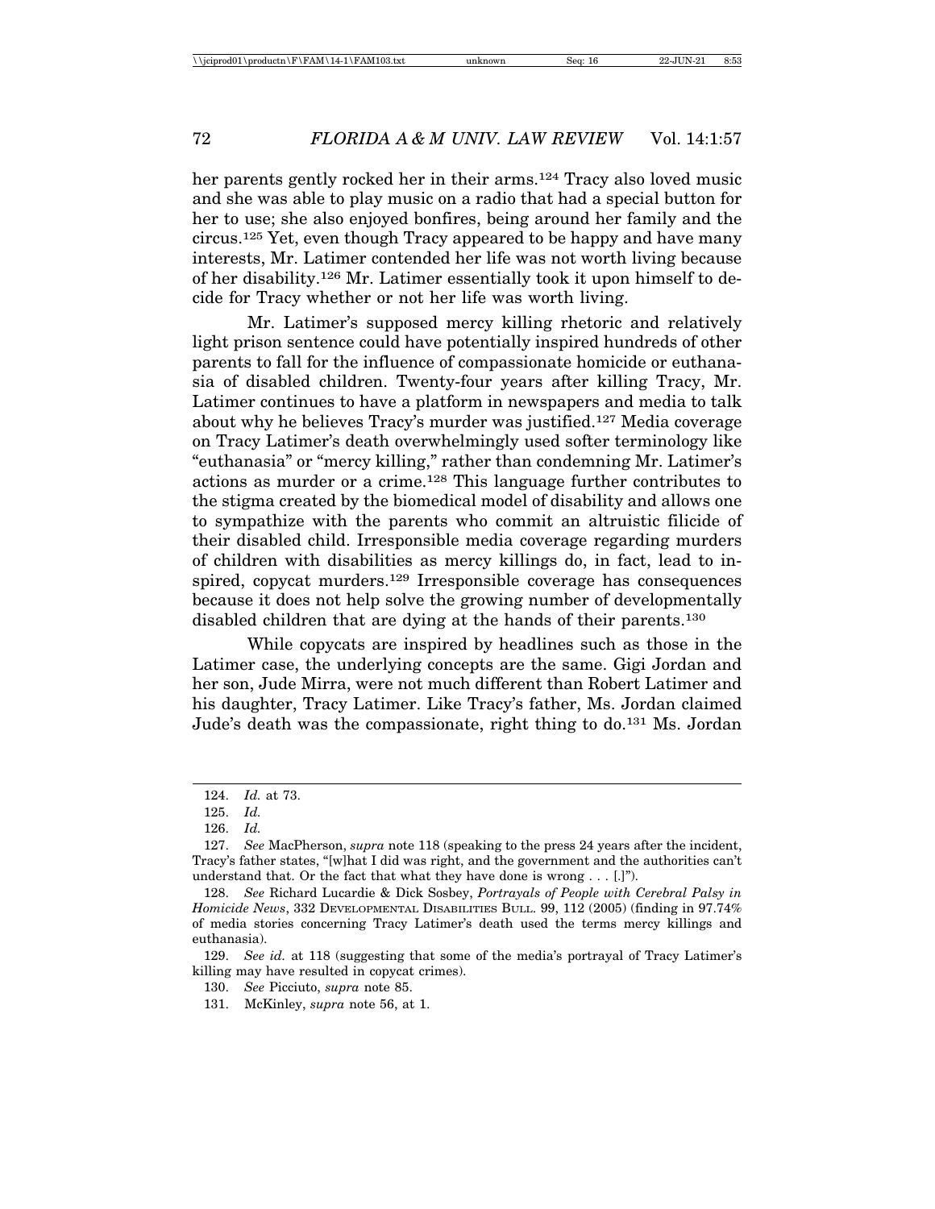her parents gently rocked her in their arms.[124] Tracy also loved music and she was able to play music on a radio that had a special button for her to use; she also enjoyed bonfires, being around her family and the circus.[125] Yet, even though Tracy appeared to be happy and have many interests, Mr. Latimer contended her life was not worth living because of her disability.[126] Mr. Latimer essentially took it upon himself to decide for Tracy whether or not her life was worth living.

Mr. Latimer's supposed mercy killing rhetoric and relatively light prison sentence could have potentially inspired hundreds of other parents to fall for the influence of compassionate homicide or euthanasia of disabled children. Twenty-four years after killing Tracy, Mr. Latimer continues to have a platform in newspapers and media to talk about why he believes Tracy's murder was justified.[127] Media coverage on Tracy Latimer's death overwhelmingly used softer terminology like "euthanasia" or "mercy killing," rather than condemning Mr. Latimer's actions as murder or a crime.[128] This language further contributes to the stigma created by the biomedical model of disability and allows one to sympathize with the parents who commit an altruistic filicide of their disabled child. Irresponsible media coverage regarding murders of children with disabilities as mercy killings do, in fact, lead to inspired, copycat murders.[129] Irresponsible coverage has consequences because it does not help solve the growing number of developmentally disabled children that are dying at the hands of their parents.[130]

While copycats are inspired by headlines such as those in the Latimer case, the underlying concepts are the same. Gigi Jordan and her son, Jude Mirra, were not much different than Robert Latimer and his daughter, Tracy Latimer. Like Tracy's father, Ms. Jordan claimed Jude's death was the compassionate, right thing to do.[131] Ms. Jordan

---

124. *Id.* at 73.

125. *Id.*

126. *Id.*

127. *See* MacPherson, *supra* note 118 (speaking to the press 24 years after the incident, Tracy's father states, "[w]hat I did was right, and the government and the authorities can't understand that. Or the fact that what they have done is wrong . . . [.]").

128. *See* Richard Lucardie & Dick Sosbey, *Portrayals of People with Cerebral Palsy in Homicide News*, 332 DEVELOPMENTAL DISABILITIES BULL. 99, 112 (2005) (finding in 97.74% of media stories concerning Tracy Latimer's death used the terms mercy killings and euthanasia).

129. *See id.* at 118 (suggesting that some of the media's portrayal of Tracy Latimer's killing may have resulted in copycat crimes).

130. *See* Picciuto, *supra* note 85.

131. McKinley, *supra* note 56, at 1.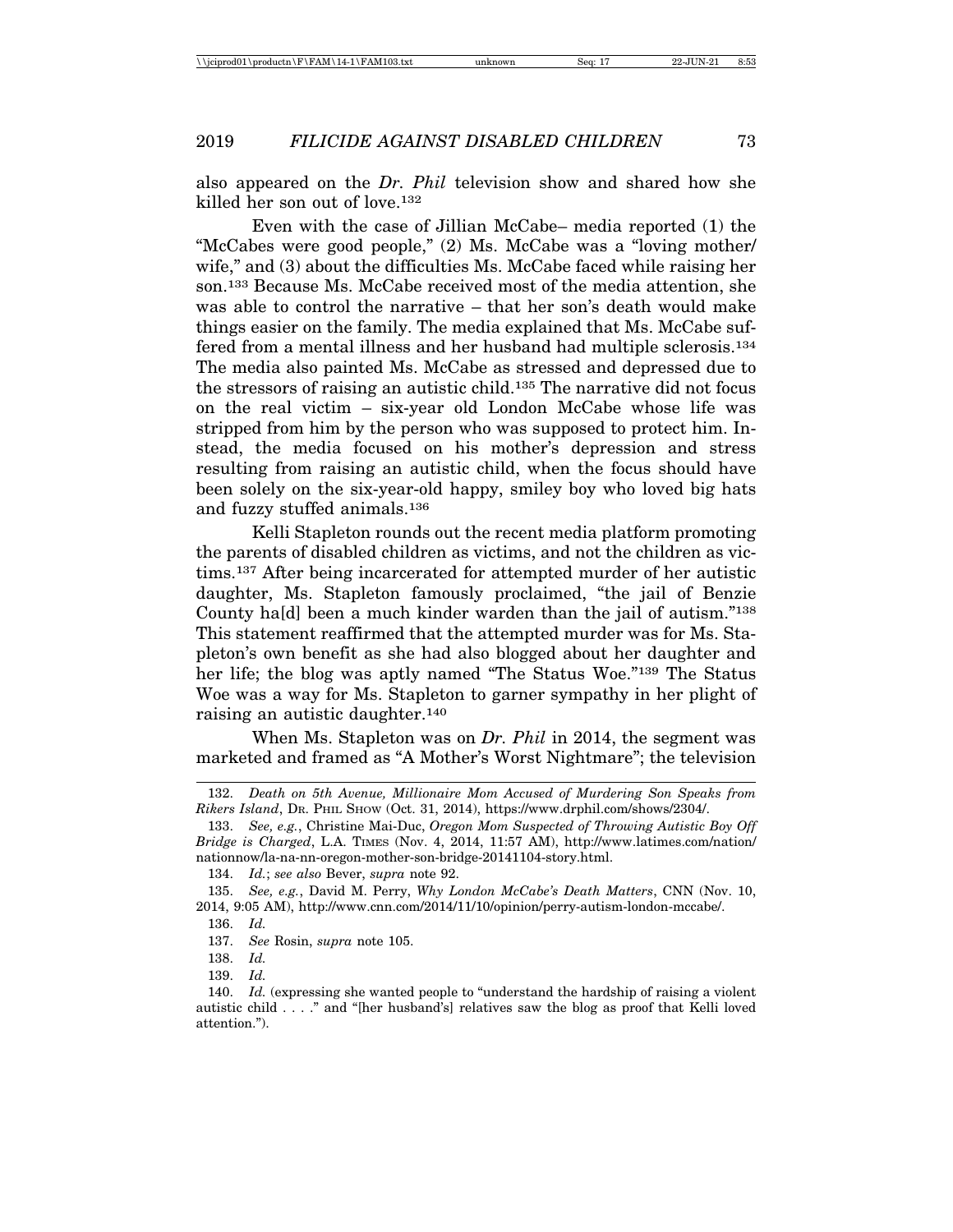also appeared on the *Dr. Phil* television show and shared how she killed her son out of love.[132]

Even with the case of Jillian McCabe– media reported (1) the "McCabes were good people," (2) Ms. McCabe was a "loving mother/wife," and (3) about the difficulties Ms. McCabe faced while raising her son.[133] Because Ms. McCabe received most of the media attention, she was able to control the narrative – that her son's death would make things easier on the family. The media explained that Ms. McCabe suffered from a mental illness and her husband had multiple sclerosis.[134] The media also painted Ms. McCabe as stressed and depressed due to the stressors of raising an autistic child.[135] The narrative did not focus on the real victim – six-year old London McCabe whose life was stripped from him by the person who was supposed to protect him. Instead, the media focused on his mother's depression and stress resulting from raising an autistic child, when the focus should have been solely on the six-year-old happy, smiley boy who loved big hats and fuzzy stuffed animals.[136]

Kelli Stapleton rounds out the recent media platform promoting the parents of disabled children as victims, and not the children as victims.[137] After being incarcerated for attempted murder of her autistic daughter, Ms. Stapleton famously proclaimed, "the jail of Benzie County ha[d] been a much kinder warden than the jail of autism."[138] This statement reaffirmed that the attempted murder was for Ms. Stapleton's own benefit as she had also blogged about her daughter and her life; the blog was aptly named "The Status Woe."[139] The Status Woe was a way for Ms. Stapleton to garner sympathy in her plight of raising an autistic daughter.[140]

When Ms. Stapleton was on *Dr. Phil* in 2014, the segment was marketed and framed as "A Mother's Worst Nightmare"; the television

---

132. *Death on 5th Avenue, Millionaire Mom Accused of Murdering Son Speaks from Rikers Island*, DR. PHIL SHOW (Oct. 31, 2014), https://www.drphil.com/shows/2304/.

133. *See, e.g.*, Christine Mai-Duc, *Oregon Mom Suspected of Throwing Autistic Boy Off Bridge is Charged*, L.A. TIMES (Nov. 4, 2014, 11:57 AM), http://www.latimes.com/nation/nationnow/la-na-nn-oregon-mother-son-bridge-20141104-story.html.

134. *Id.*; *see also* Bever, *supra* note 92.

135. *See, e.g.*, David M. Perry, *Why London McCabe's Death Matters*, CNN (Nov. 10, 2014, 9:05 AM), http://www.cnn.com/2014/11/10/opinion/perry-autism-london-mccabe/.

136. *Id.*

137. *See* Rosin, *supra* note 105.

138. *Id.*

139. *Id.*

140. *Id.* (expressing she wanted people to "understand the hardship of raising a violent autistic child . . . ." and "[her husband's] relatives saw the blog as proof that Kelli loved attention.").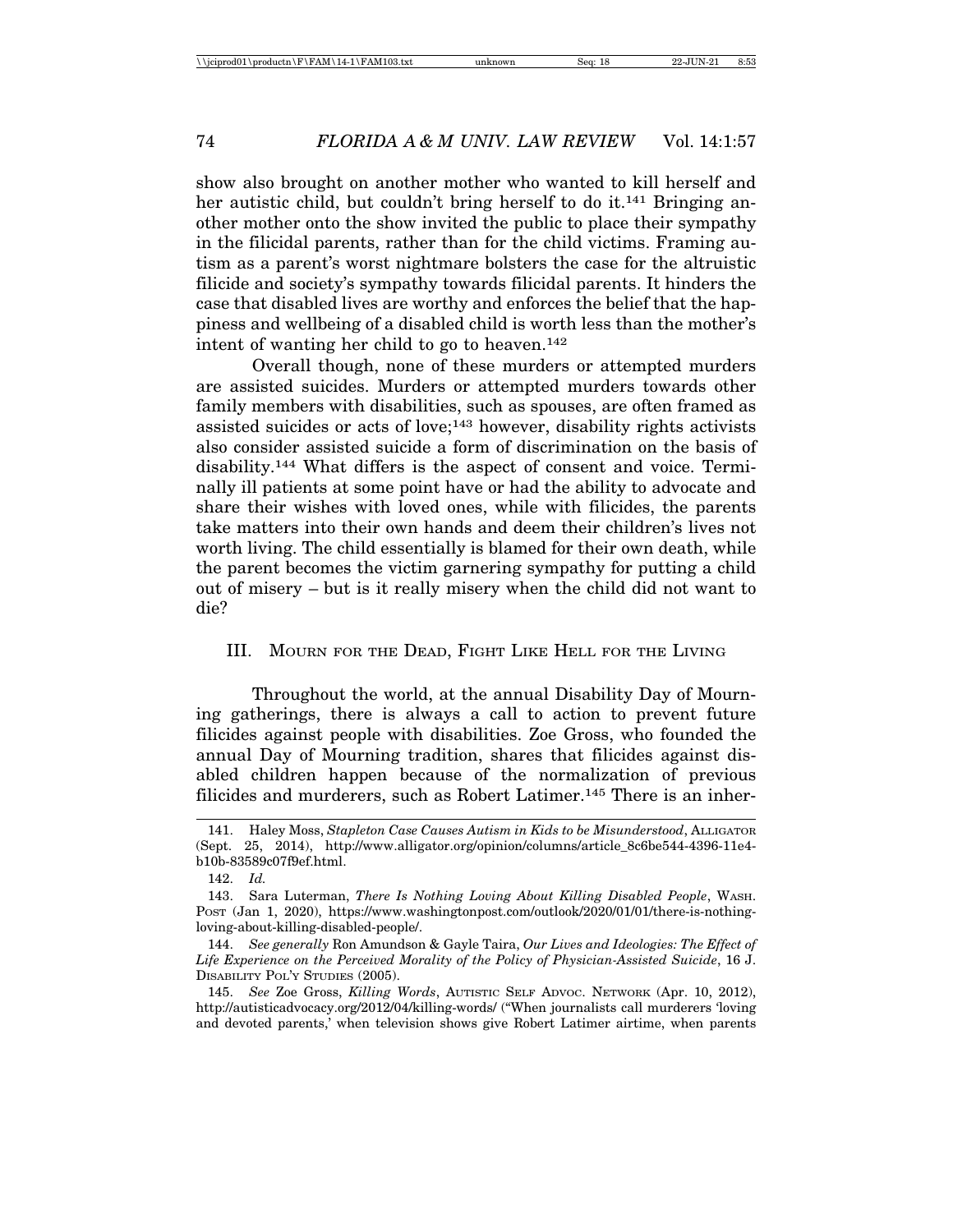show also brought on another mother who wanted to kill herself and her autistic child, but couldn't bring herself to do it.[141] Bringing another mother onto the show invited the public to place their sympathy in the filicidal parents, rather than for the child victims. Framing autism as a parent's worst nightmare bolsters the case for the altruistic filicide and society's sympathy towards filicidal parents. It hinders the case that disabled lives are worthy and enforces the belief that the happiness and wellbeing of a disabled child is worth less than the mother's intent of wanting her child to go to heaven.[142]

Overall though, none of these murders or attempted murders are assisted suicides. Murders or attempted murders towards other family members with disabilities, such as spouses, are often framed as assisted suicides or acts of love;[143] however, disability rights activists also consider assisted suicide a form of discrimination on the basis of disability.[144] What differs is the aspect of consent and voice. Terminally ill patients at some point have or had the ability to advocate and share their wishes with loved ones, while with filicides, the parents take matters into their own hands and deem their children's lives not worth living. The child essentially is blamed for their own death, while the parent becomes the victim garnering sympathy for putting a child out of misery – but is it really misery when the child did not want to die?

## III. Mourn for the Dead, Fight Like Hell for the Living

Throughout the world, at the annual Disability Day of Mourning gatherings, there is always a call to action to prevent future filicides against people with disabilities. Zoe Gross, who founded the annual Day of Mourning tradition, shares that filicides against disabled children happen because of the normalization of previous filicides and murderers, such as Robert Latimer.[145] There is an inher-

---

141. Haley Moss, *Stapleton Case Causes Autism in Kids to be Misunderstood*, Alligator (Sept. 25, 2014), http://www.alligator.org/opinion/columns/article_8c6be544-4396-11e4-b10b-83589c07f9ef.html.

142. *Id.*

143. Sara Luterman, *There Is Nothing Loving About Killing Disabled People*, Wash. Post (Jan 1, 2020), https://www.washingtonpost.com/outlook/2020/01/01/there-is-nothing-loving-about-killing-disabled-people/.

144. *See generally* Ron Amundson & Gayle Taira, *Our Lives and Ideologies: The Effect of Life Experience on the Perceived Morality of the Policy of Physician-Assisted Suicide*, 16 J. Disability Pol'y Studies (2005).

145. *See* Zoe Gross, *Killing Words*, Autistic Self Advoc. Network (Apr. 10, 2012), http://autisticadvocacy.org/2012/04/killing-words/ ("When journalists call murderers 'loving and devoted parents,' when television shows give Robert Latimer airtime, when parents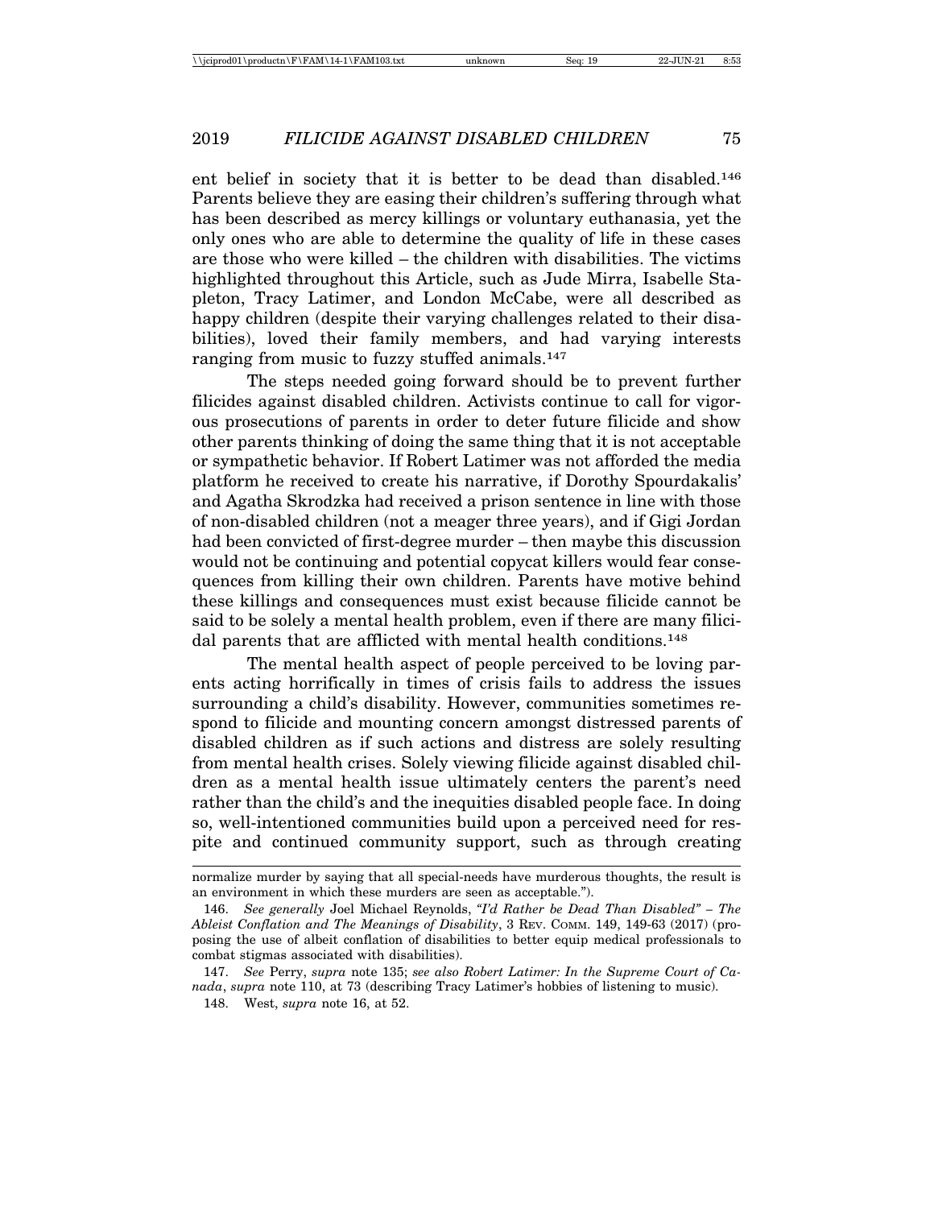ent belief in society that it is better to be dead than disabled.[146] Parents believe they are easing their children's suffering through what has been described as mercy killings or voluntary euthanasia, yet the only ones who are able to determine the quality of life in these cases are those who were killed – the children with disabilities. The victims highlighted throughout this Article, such as Jude Mirra, Isabelle Stapleton, Tracy Latimer, and London McCabe, were all described as happy children (despite their varying challenges related to their disabilities), loved their family members, and had varying interests ranging from music to fuzzy stuffed animals.[147]

The steps needed going forward should be to prevent further filicides against disabled children. Activists continue to call for vigorous prosecutions of parents in order to deter future filicide and show other parents thinking of doing the same thing that it is not acceptable or sympathetic behavior. If Robert Latimer was not afforded the media platform he received to create his narrative, if Dorothy Spourdakalis' and Agatha Skrodzka had received a prison sentence in line with those of non-disabled children (not a meager three years), and if Gigi Jordan had been convicted of first-degree murder – then maybe this discussion would not be continuing and potential copycat killers would fear consequences from killing their own children. Parents have motive behind these killings and consequences must exist because filicide cannot be said to be solely a mental health problem, even if there are many filicidal parents that are afflicted with mental health conditions.[148]

The mental health aspect of people perceived to be loving parents acting horrifically in times of crisis fails to address the issues surrounding a child's disability. However, communities sometimes respond to filicide and mounting concern amongst distressed parents of disabled children as if such actions and distress are solely resulting from mental health crises. Solely viewing filicide against disabled children as a mental health issue ultimately centers the parent's need rather than the child's and the inequities disabled people face. In doing so, well-intentioned communities build upon a perceived need for respite and continued community support, such as through creating

---

normalize murder by saying that all special-needs have murderous thoughts, the result is an environment in which these murders are seen as acceptable.").

146. *See generally* Joel Michael Reynolds, *"I'd Rather be Dead Than Disabled" – The Ableist Conflation and The Meanings of Disability*, 3 Rev. Comm. 149, 149-63 (2017) (proposing the use of albeit conflation of disabilities to better equip medical professionals to combat stigmas associated with disabilities).

147. *See* Perry, *supra* note 135; *see also Robert Latimer: In the Supreme Court of Canada*, *supra* note 110, at 73 (describing Tracy Latimer's hobbies of listening to music).

148. West, *supra* note 16, at 52.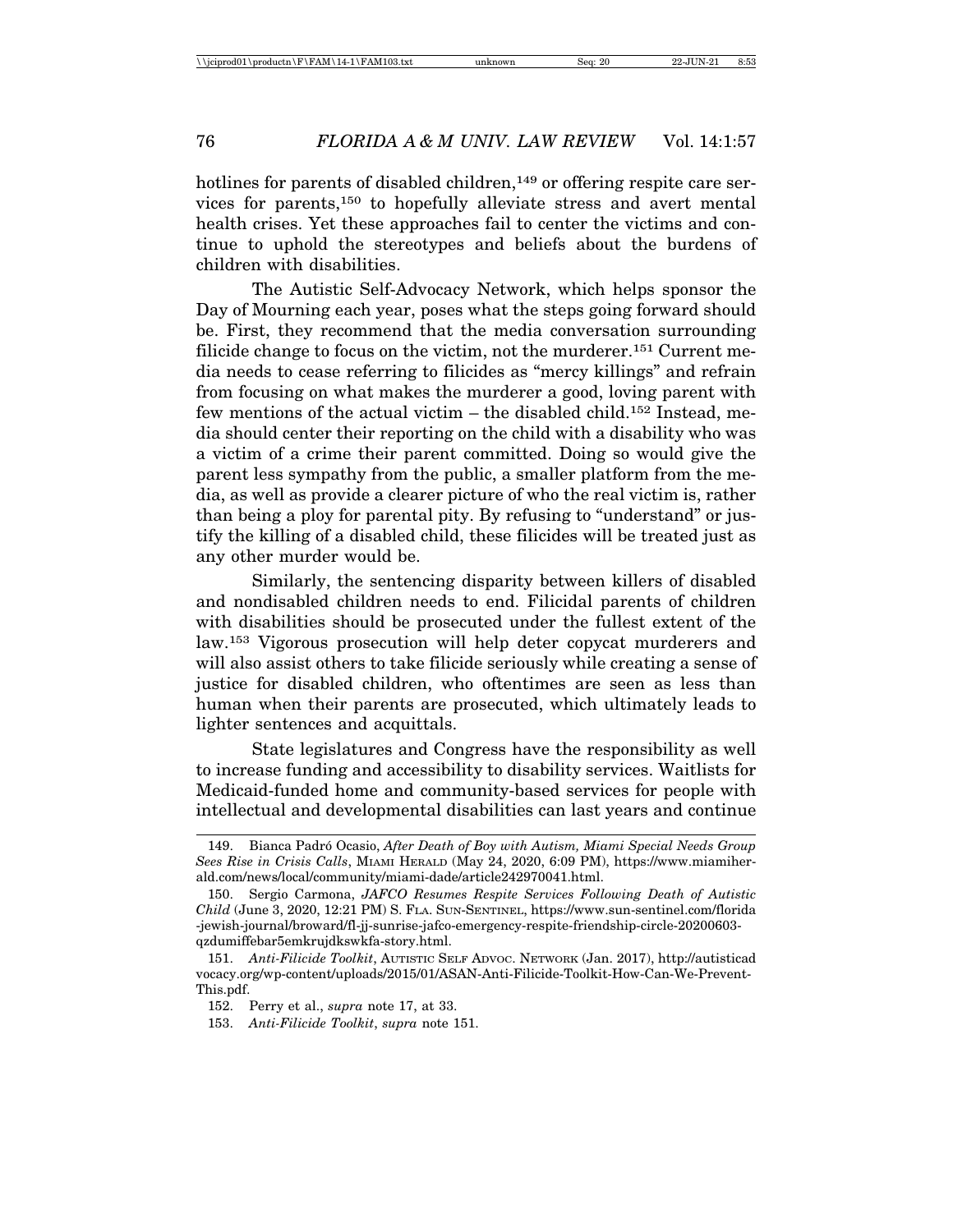hotlines for parents of disabled children,[149] or offering respite care services for parents,[150] to hopefully alleviate stress and avert mental health crises. Yet these approaches fail to center the victims and continue to uphold the stereotypes and beliefs about the burdens of children with disabilities.

The Autistic Self-Advocacy Network, which helps sponsor the Day of Mourning each year, poses what the steps going forward should be. First, they recommend that the media conversation surrounding filicide change to focus on the victim, not the murderer.[151] Current media needs to cease referring to filicides as "mercy killings" and refrain from focusing on what makes the murderer a good, loving parent with few mentions of the actual victim – the disabled child.[152] Instead, media should center their reporting on the child with a disability who was a victim of a crime their parent committed. Doing so would give the parent less sympathy from the public, a smaller platform from the media, as well as provide a clearer picture of who the real victim is, rather than being a ploy for parental pity. By refusing to "understand" or justify the killing of a disabled child, these filicides will be treated just as any other murder would be.

Similarly, the sentencing disparity between killers of disabled and nondisabled children needs to end. Filicidal parents of children with disabilities should be prosecuted under the fullest extent of the law.[153] Vigorous prosecution will help deter copycat murderers and will also assist others to take filicide seriously while creating a sense of justice for disabled children, who oftentimes are seen as less than human when their parents are prosecuted, which ultimately leads to lighter sentences and acquittals.

State legislatures and Congress have the responsibility as well to increase funding and accessibility to disability services. Waitlists for Medicaid-funded home and community-based services for people with intellectual and developmental disabilities can last years and continue

---

149. Bianca Padró Ocasio, *After Death of Boy with Autism, Miami Special Needs Group Sees Rise in Crisis Calls*, MIAMI HERALD (May 24, 2020, 6:09 PM), https://www.miamiherald.com/news/local/community/miami-dade/article242970041.html.

150. Sergio Carmona, *JAFCO Resumes Respite Services Following Death of Autistic Child* (June 3, 2020, 12:21 PM) S. FLA. SUN-SENTINEL, https://www.sun-sentinel.com/florida-jewish-journal/broward/fl-jj-sunrise-jafco-emergency-respite-friendship-circle-20200603-qzdumiffebar5emkrujdkswkfa-story.html.

151. *Anti-Filicide Toolkit*, AUTISTIC SELF ADVOC. NETWORK (Jan. 2017), http://autisticadvocacy.org/wp-content/uploads/2015/01/ASAN-Anti-Filicide-Toolkit-How-Can-We-Prevent-This.pdf.

152. Perry et al., *supra* note 17, at 33.

153. *Anti-Filicide Toolkit*, *supra* note 151.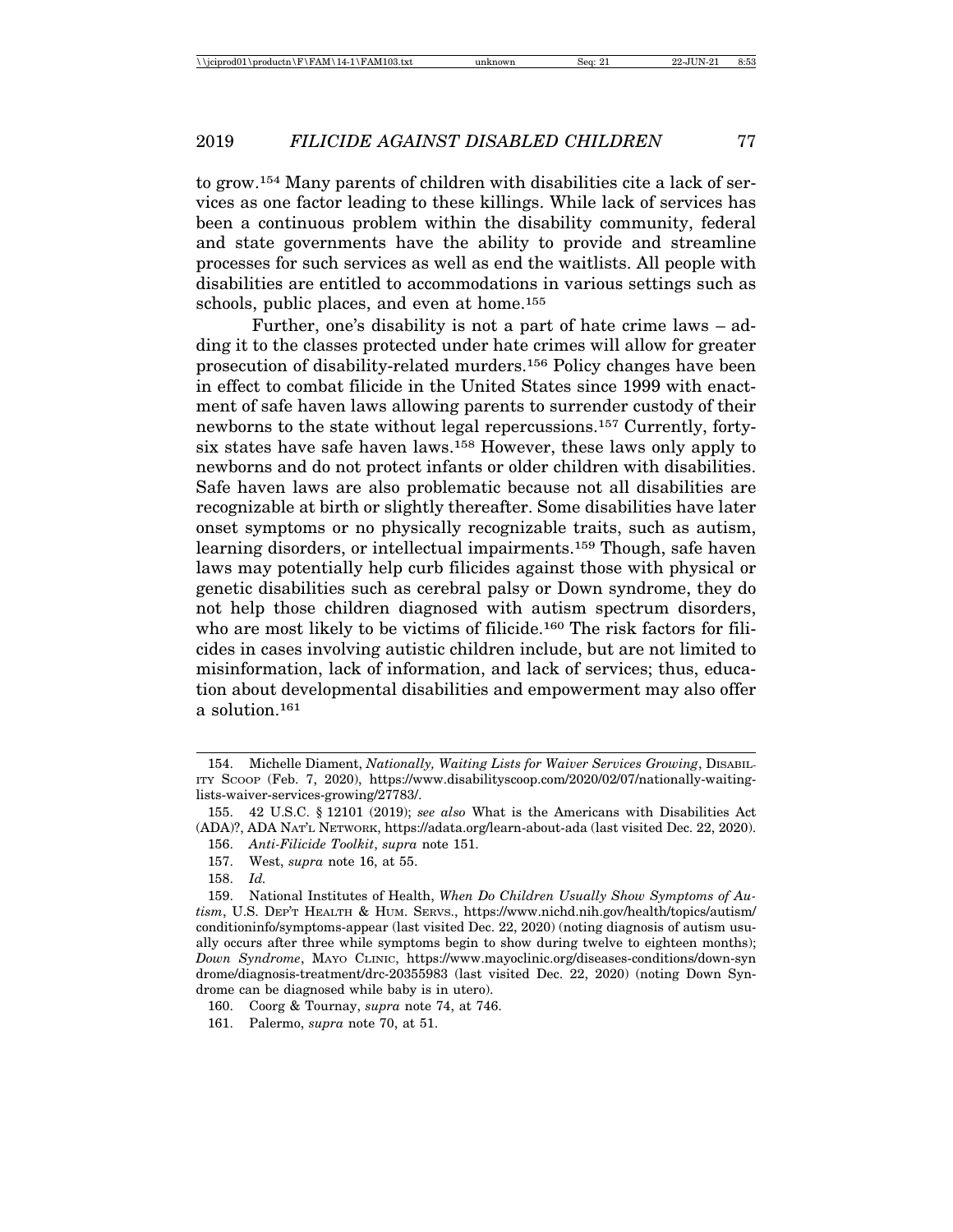to grow.[154] Many parents of children with disabilities cite a lack of services as one factor leading to these killings. While lack of services has been a continuous problem within the disability community, federal and state governments have the ability to provide and streamline processes for such services as well as end the waitlists. All people with disabilities are entitled to accommodations in various settings such as schools, public places, and even at home.[155]

Further, one's disability is not a part of hate crime laws – adding it to the classes protected under hate crimes will allow for greater prosecution of disability-related murders.[156] Policy changes have been in effect to combat filicide in the United States since 1999 with enactment of safe haven laws allowing parents to surrender custody of their newborns to the state without legal repercussions.[157] Currently, forty-six states have safe haven laws.[158] However, these laws only apply to newborns and do not protect infants or older children with disabilities. Safe haven laws are also problematic because not all disabilities are recognizable at birth or slightly thereafter. Some disabilities have later onset symptoms or no physically recognizable traits, such as autism, learning disorders, or intellectual impairments.[159] Though, safe haven laws may potentially help curb filicides against those with physical or genetic disabilities such as cerebral palsy or Down syndrome, they do not help those children diagnosed with autism spectrum disorders, who are most likely to be victims of filicide.[160] The risk factors for filicides in cases involving autistic children include, but are not limited to misinformation, lack of information, and lack of services; thus, education about developmental disabilities and empowerment may also offer a solution.[161]

---

154. Michelle Diament, *Nationally, Waiting Lists for Waiver Services Growing*, DISABILITY SCOOP (Feb. 7, 2020), https://www.disabilityscoop.com/2020/02/07/nationally-waiting-lists-waiver-services-growing/27783/.

155. 42 U.S.C. § 12101 (2019); *see also* What is the Americans with Disabilities Act (ADA)?, ADA NAT'L NETWORK, https://adata.org/learn-about-ada (last visited Dec. 22, 2020).

156. *Anti-Filicide Toolkit*, *supra* note 151.

157. West, *supra* note 16, at 55.

158. *Id.*

159. National Institutes of Health, *When Do Children Usually Show Symptoms of Autism*, U.S. DEP'T HEALTH & HUM. SERVS., https://www.nichd.nih.gov/health/topics/autism/conditioninfo/symptoms-appear (last visited Dec. 22, 2020) (noting diagnosis of autism usually occurs after three while symptoms begin to show during twelve to eighteen months); *Down Syndrome*, MAYO CLINIC, https://www.mayoclinic.org/diseases-conditions/down-syndrome/diagnosis-treatment/drc-20355983 (last visited Dec. 22, 2020) (noting Down Syndrome can be diagnosed while baby is in utero).

160. Coorg & Tournay, *supra* note 74, at 746.

161. Palermo, *supra* note 70, at 51.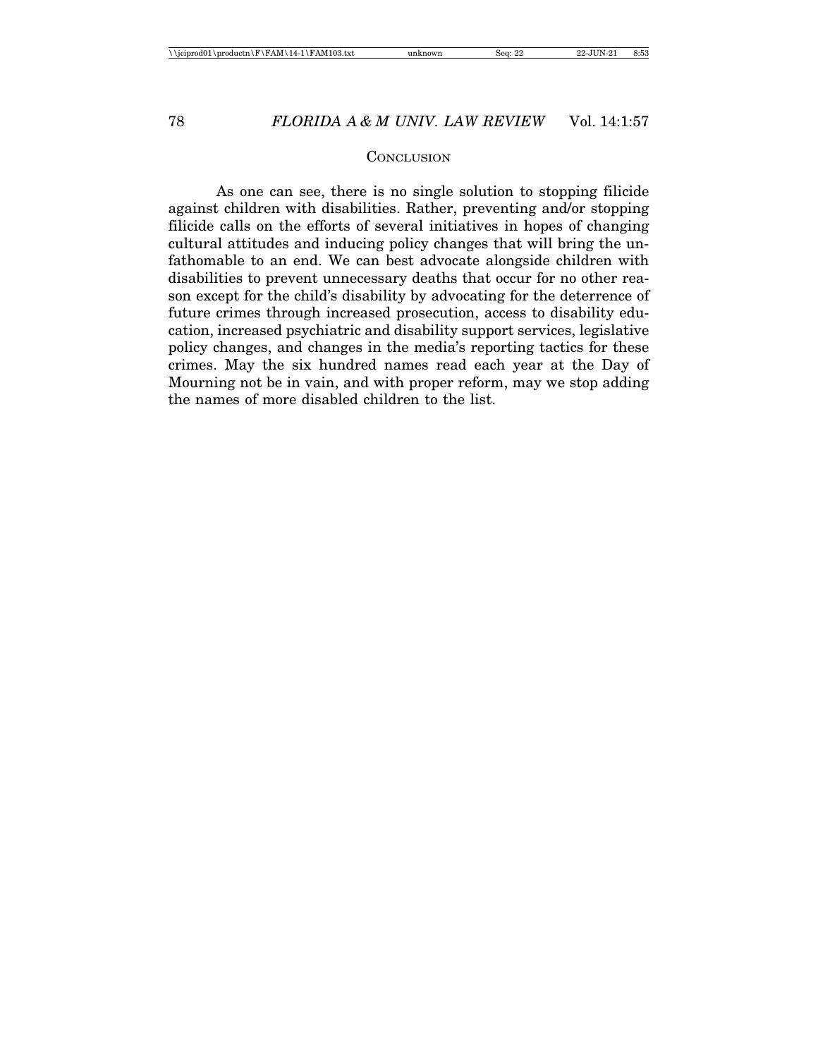## CONCLUSION

As one can see, there is no single solution to stopping filicide against children with disabilities. Rather, preventing and/or stopping filicide calls on the efforts of several initiatives in hopes of changing cultural attitudes and inducing policy changes that will bring the unfathomable to an end. We can best advocate alongside children with disabilities to prevent unnecessary deaths that occur for no other reason except for the child's disability by advocating for the deterrence of future crimes through increased prosecution, access to disability education, increased psychiatric and disability support services, legislative policy changes, and changes in the media's reporting tactics for these crimes. May the six hundred names read each year at the Day of Mourning not be in vain, and with proper reform, may we stop adding the names of more disabled children to the list.